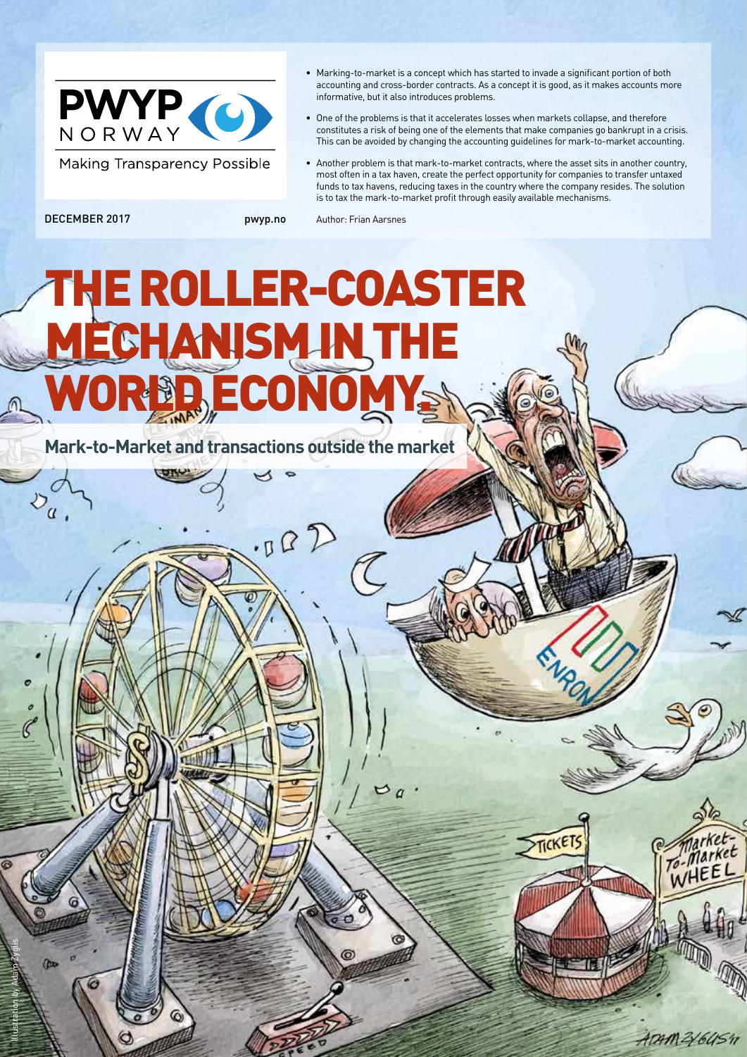PWYP NORWAY

Making Transparency Possible

DECEMBER 2017

pwyp.no

- Marking-to-market is a concept which has started to invade a significant portion of both accounting and cross-border contracts. As a concept it is good, as it makes accounts more informative, but it also introduces problems.
- One of the problems is that it accelerates losses when markets collapse, and therefore constitutes a risk of being one of the elements that make companies go bankrupt in a crisis. This can be avoided by changing the accounting guidelines for mark-to-market accounting.
- Another problem is that mark-to-market contracts, where the asset sits in another country, most often in a tax haven, create the perfect opportunity for companies to transfer untaxed funds to tax havens, reducing taxes in the country where the company resides. The solution is to tax the mark-to-market profit through easily available mechanisms.

Author: Frian Aarsnes

# THE ROLLER-COASTER MECHANISM IN THE WORLD ECONOMY.

## Mark-to-Market and transactions outside the market

Illustration by Adam Zyglis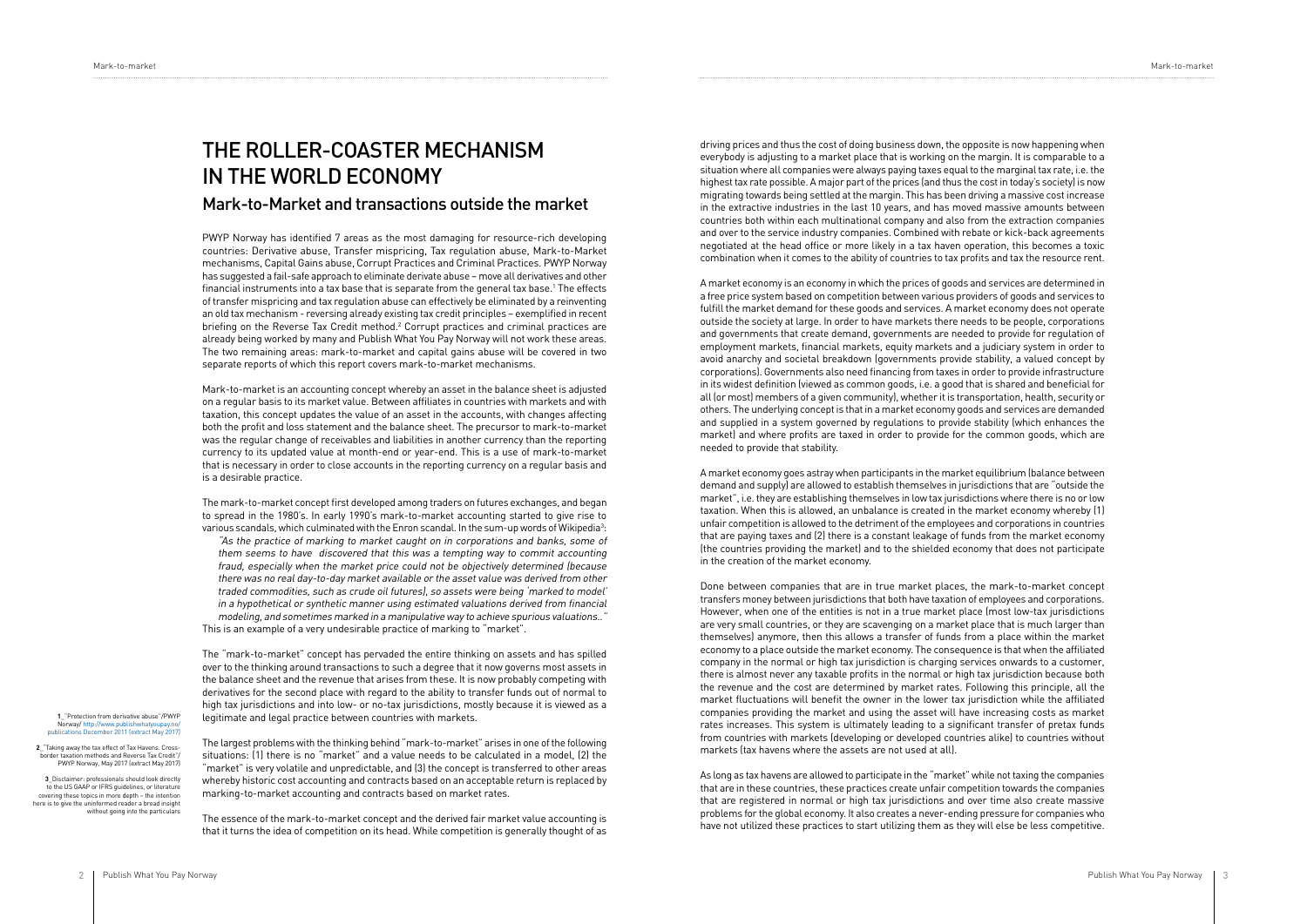# THE ROLLER-COASTER MECHANISM IN THE WORLD ECONOMY

## Mark-to-Market and transactions outside the market

PWYP Norway has identified 7 areas as the most damaging for resource-rich developing countries: Derivative abuse, Transfer mispricing, Tax regulation abuse, Mark-to-Market mechanisms, Capital Gains abuse, Corrupt Practices and Criminal Practices. PWYP Norway has suggested a fail-safe approach to eliminate derivate abuse – move all derivatives and other financial instruments into a tax base that is separate from the general tax base.[1] The effects of transfer mispricing and tax regulation abuse can effectively be eliminated by a reinventing an old tax mechanism - reversing already existing tax credit principles – exemplified in recent briefing on the Reverse Tax Credit method.[2] Corrupt practices and criminal practices are already being worked by many and Publish What You Pay Norway will not work these areas. The two remaining areas: mark-to-market and capital gains abuse will be covered in two separate reports of which this report covers mark-to-market mechanisms.

Mark-to-market is an accounting concept whereby an asset in the balance sheet is adjusted on a regular basis to its market value. Between affiliates in countries with markets and with taxation, this concept updates the value of an asset in the accounts, with changes affecting both the profit and loss statement and the balance sheet. The precursor to mark-to-market was the regular change of receivables and liabilities in another currency than the reporting currency to its updated value at month-end or year-end. This is a use of mark-to-market that is necessary in order to close accounts in the reporting currency on a regular basis and is a desirable practice.

The mark-to-market concept first developed among traders on futures exchanges, and began to spread in the 1980's. In early 1990's mark-to-market accounting started to give rise to various scandals, which culminated with the Enron scandal. In the sum-up words of Wikipedia[3]:

> *"As the practice of marking to market caught on in corporations and banks, some of them seems to have discovered that this was a tempting way to commit accounting fraud, especially when the market price could not be objectively determined (because there was no real day-to-day market available or the asset value was derived from other traded commodities, such as crude oil futures), so assets were being 'marked to model' in a hypothetical or synthetic manner using estimated valuations derived from financial modeling, and sometimes marked in a manipulative way to achieve spurious valuations.."*

This is an example of a very undesirable practice of marking to "market".

The "mark-to-market" concept has pervaded the entire thinking on assets and has spilled over to the thinking around transactions to such a degree that it now governs most assets in the balance sheet and the revenue that arises from these. It is now probably competing with derivatives for the second place with regard to the ability to transfer funds out of normal to high tax jurisdictions and into low- or no-tax jurisdictions, mostly because it is viewed as a legitimate and legal practice between countries with markets.

The largest problems with the thinking behind "mark-to-market" arises in one of the following situations: (1) there is no "market" and a value needs to be calculated in a model, (2) the "market" is very volatile and unpredictable, and (3) the concept is transferred to other areas whereby historic cost accounting and contracts based on an acceptable return is replaced by marking-to-market accounting and contracts based on market rates.

The essence of the mark-to-market concept and the derived fair market value accounting is that it turns the idea of competition on its head. While competition is generally thought of as driving prices and thus the cost of doing business down, the opposite is now happening when everybody is adjusting to a market place that is working on the margin. It is comparable to a situation where all companies were always paying taxes equal to the marginal tax rate, i.e. the highest tax rate possible. A major part of the prices (and thus the cost in today's society) is now migrating towards being settled at the margin. This has been driving a massive cost increase in the extractive industries in the last 10 years, and has moved massive amounts between countries both within each multinational company and also from the extraction companies and over to the service industry companies. Combined with rebate or kick-back agreements negotiated at the head office or more likely in a tax haven operation, this becomes a toxic combination when it comes to the ability of countries to tax profits and tax the resource rent.

A market economy is an economy in which the prices of goods and services are determined in a free price system based on competition between various providers of goods and services to fulfill the market demand for these goods and services. A market economy does not operate outside the society at large. In order to have markets there needs to be people, corporations and governments that create demand, governments are needed to provide for regulation of employment markets, financial markets, equity markets and a judiciary system in order to avoid anarchy and societal breakdown (governments provide stability, a valued concept by corporations). Governments also need financing from taxes in order to provide infrastructure in its widest definition (viewed as common goods, i.e. a good that is shared and beneficial for all (or most) members of a given community), whether it is transportation, health, security or others. The underlying concept is that in a market economy goods and services are demanded and supplied in a system governed by regulations to provide stability (which enhances the market) and where profits are taxed in order to provide for the common goods, which are needed to provide that stability.

A market economy goes astray when participants in the market equilibrium (balance between demand and supply) are allowed to establish themselves in jurisdictions that are "outside the market", i.e. they are establishing themselves in low tax jurisdictions where there is no or low taxation. When this is allowed, an unbalance is created in the market economy whereby (1) unfair competition is allowed to the detriment of the employees and corporations in countries that are paying taxes and (2) there is a constant leakage of funds from the market economy (the countries providing the market) and to the shielded economy that does not participate in the creation of the market economy.

Done between companies that are in true market places, the mark-to-market concept transfers money between jurisdictions that both have taxation of employees and corporations. However, when one of the entities is not in a true market place (most low-tax jurisdictions are very small countries, or they are scavenging on a market place that is much larger than themselves) anymore, then this allows a transfer of funds from a place within the market economy to a place outside the market economy. The consequence is that when the affiliated company in the normal or high tax jurisdiction is charging services onwards to a customer, there is almost never any taxable profits in the normal or high tax jurisdiction because both the revenue and the cost are determined by market rates. Following this principle, all the market fluctuations will benefit the owner in the lower tax jurisdiction while the affiliated companies providing the market and using the asset will have increasing costs as market rates increases. This system is ultimately leading to a significant transfer of pretax funds from countries with markets (developing or developed countries alike) to countries without markets (tax havens where the assets are not used at all).

As long as tax havens are allowed to participate in the "market" while not taxing the companies that are in these countries, these practices create unfair competition towards the companies that are registered in normal or high tax jurisdictions and over time also create massive problems for the global economy. It also creates a never-ending pressure for companies who have not utilized these practices to start utilizing them as they will else be less competitive.

---

[1] "Protection from derivative abuse"/PWYP Norway/ http://www.publishwhatyoupay.no/publications December 2011 (extract May 2017)

[2] "Taking away the tax effect of Tax Havens. Cross-border taxation methods and Reverse Tax Credit"/ PWYP Norway, May 2017 (extract May 2017)

[3] Disclaimer: professionals should look directly to the US GAAP or IFRS guidelines, or literature covering these topics in more depth – the intention here is to give the uninformed reader a broad insight without going into the particulars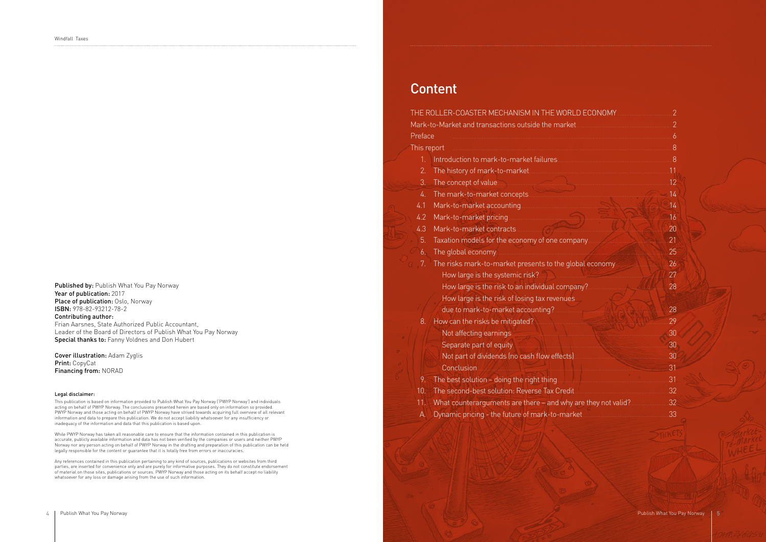Published by: Publish What You Pay Norway
Year of publication: 2017
Place of publication: Oslo, Norway
ISBN: 978-82-93212-78-2
Contributing author:
Frian Aarsnes, State Authorized Public Accountant,
Leader of the Board of Directors of Publish What You Pay Norway
Special thanks to: Fanny Voldnes and Don Hubert

Cover illustration: Adam Zyglis
Print: CopyCat
Financing from: NORAD

#### Legal disclaimer:

This publication is based on information provided to Publish What You Pay Norway ('PWYP Norway') and individuals acting on behalf of PWYP Norway. The conclusions presented herein are based only on information so provided. PWYP Norway and those acting on behalf of PWYP Norway have strived towards acquiring full overview of all relevant information and data to prepare this publication. We do not accept liability whatsoever for any insufficiency or inadequacy of the information and data that this publication is based upon.

While PWYP Norway has taken all reasonable care to ensure that the information contained in this publication is accurate, publicly available information and data has not been verified by the companies or users and neither PWYP Norway nor any person acting on behalf of PWYP Norway in the drafting and preparation of this publication can be held legally responsible for the content or guarantee that it is totally free from errors or inaccuracies.

Any references contained in this publication pertaining to any kind of sources, publications or websites from third parties, are inserted for convenience only and are purely for informative purposes. They do not constitute endorsement of material on those sites, publications or sources. PWYP Norway and those acting on its behalf accept no liability whatsoever for any loss or damage arising from the use of such information.

# Content

| | | |
|---|---|---|
| THE ROLLER-COASTER MECHANISM IN THE WORLD ECONOMY | | 2 |
| Mark-to-Market and transactions outside the market | | 2 |
| Preface | | 6 |
| This report | | 8 |
| 1. | Introduction to mark-to-market failures | 8 |
| 2. | The history of mark-to-market | 11 |
| 3. | The concept of value | 12 |
| 4. | The mark-to-market concepts | 14 |
| 4.1 | Mark-to-market accounting | 14 |
| 4.2 | Mark-to-market pricing | 16 |
| 4.3 | Mark-to-market contracts | 20 |
| 5. | Taxation models for the economy of one company | 21 |
| 6. | The global economy | 25 |
| 7. | The risks mark-to-market presents to the global economy | 26 |
| | How large is the systemic risk? | 27 |
| | How large is the risk to an individual company? | 28 |
| | How large is the risk of losing tax revenues due to mark-to-market accounting? | 28 |
| 8. | How can the risks be mitigated? | 29 |
| | Not affecting earnings | 30 |
| | Separate part of equity | 30 |
| | Not part of dividends (no cash flow effects) | 30 |
| | Conclusion | 31 |
| 9. | The best solution – doing the right thing | 31 |
| 10. | The second-best solution: Reverse Tax Credit | 32 |
| 11. | What counterarguments are there – and why are they not valid? | 32 |
| A. | Dynamic pricing - the future of mark-to-market | 33 |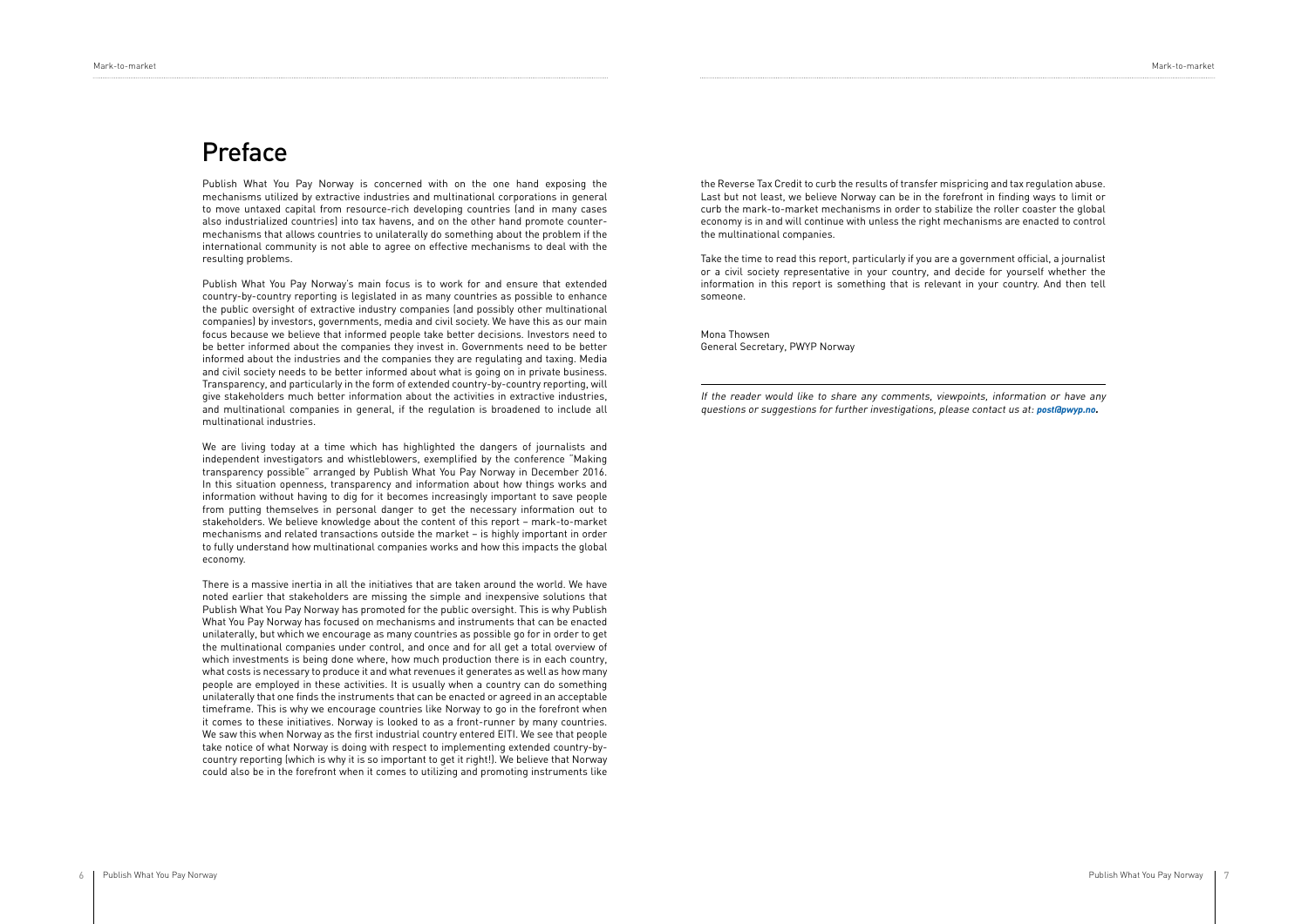# Preface

Publish What You Pay Norway is concerned with on the one hand exposing the mechanisms utilized by extractive industries and multinational corporations in general to move untaxed capital from resource-rich developing countries (and in many cases also industrialized countries) into tax havens, and on the other hand promote counter-mechanisms that allows countries to unilaterally do something about the problem if the international community is not able to agree on effective mechanisms to deal with the resulting problems.

Publish What You Pay Norway's main focus is to work for and ensure that extended country-by-country reporting is legislated in as many countries as possible to enhance the public oversight of extractive industry companies (and possibly other multinational companies) by investors, governments, media and civil society. We have this as our main focus because we believe that informed people take better decisions. Investors need to be better informed about the companies they invest in. Governments need to be better informed about the industries and the companies they are regulating and taxing. Media and civil society needs to be better informed about what is going on in private business. Transparency, and particularly in the form of extended country-by-country reporting, will give stakeholders much better information about the activities in extractive industries, and multinational companies in general, if the regulation is broadened to include all multinational industries.

We are living today at a time which has highlighted the dangers of journalists and independent investigators and whistleblowers, exemplified by the conference "Making transparency possible" arranged by Publish What You Pay Norway in December 2016. In this situation openness, transparency and information about how things works and information without having to dig for it becomes increasingly important to save people from putting themselves in personal danger to get the necessary information out to stakeholders. We believe knowledge about the content of this report – mark-to-market mechanisms and related transactions outside the market – is highly important in order to fully understand how multinational companies works and how this impacts the global economy.

There is a massive inertia in all the initiatives that are taken around the world. We have noted earlier that stakeholders are missing the simple and inexpensive solutions that Publish What You Pay Norway has promoted for the public oversight. This is why Publish What You Pay Norway has focused on mechanisms and instruments that can be enacted unilaterally, but which we encourage as many countries as possible go for in order to get the multinational companies under control, and once and for all get a total overview of which investments is being done where, how much production there is in each country, what costs is necessary to produce it and what revenues it generates as well as how many people are employed in these activities. It is usually when a country can do something unilaterally that one finds the instruments that can be enacted or agreed in an acceptable timeframe. This is why we encourage countries like Norway to go in the forefront when it comes to these initiatives. Norway is looked to as a front-runner by many countries. We saw this when Norway as the first industrial country entered EITI. We see that people take notice of what Norway is doing with respect to implementing extended country-by-country reporting (which is why it is so important to get it right!). We believe that Norway could also be in the forefront when it comes to utilizing and promoting instruments like the Reverse Tax Credit to curb the results of transfer mispricing and tax regulation abuse. Last but not least, we believe Norway can be in the forefront in finding ways to limit or curb the mark-to-market mechanisms in order to stabilize the roller coaster the global economy is in and will continue with unless the right mechanisms are enacted to control the multinational companies.

Take the time to read this report, particularly if you are a government official, a journalist or a civil society representative in your country, and decide for yourself whether the information in this report is something that is relevant in your country. And then tell someone.

Mona Thowsen
General Secretary, PWYP Norway

---

*If the reader would like to share any comments, viewpoints, information or have any questions or suggestions for further investigations, please contact us at:* ***post@pwyp.no.***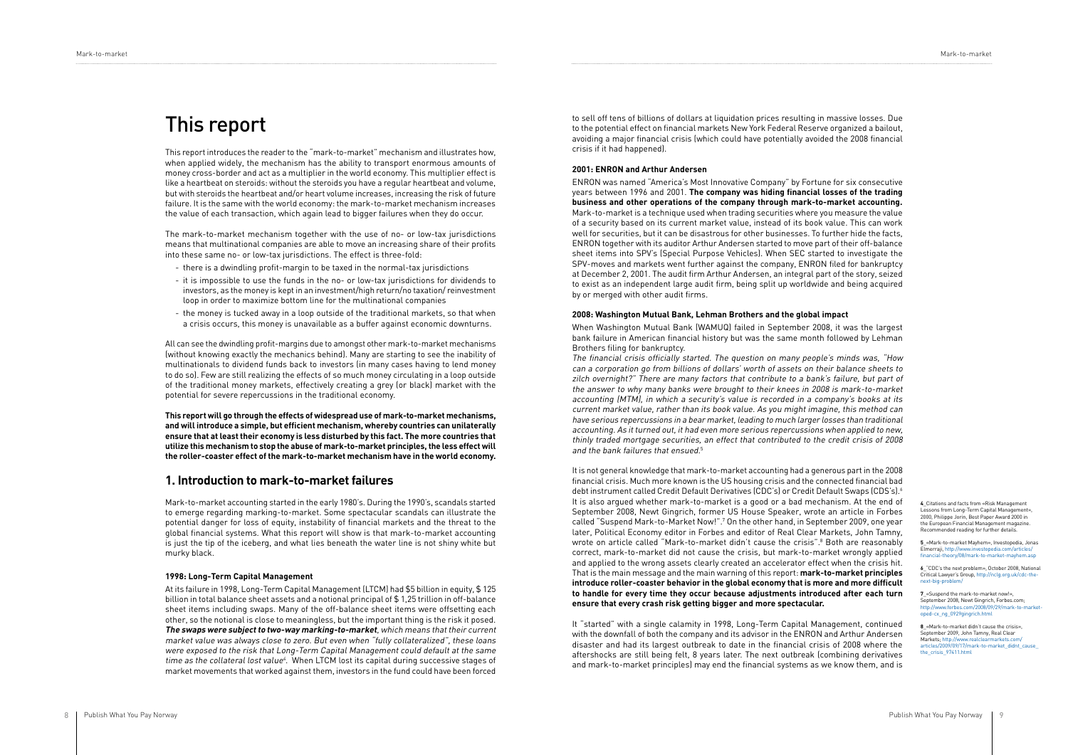# This report

This report introduces the reader to the "mark-to-market" mechanism and illustrates how, when applied widely, the mechanism has the ability to transport enormous amounts of money cross-border and act as a multiplier in the world economy. This multiplier effect is like a heartbeat on steroids: without the steroids you have a regular heartbeat and volume, but with steroids the heartbeat and/or heart volume increases, increasing the risk of future failure. It is the same with the world economy: the mark-to-market mechanism increases the value of each transaction, which again lead to bigger failures when they do occur.

The mark-to-market mechanism together with the use of no- or low-tax jurisdictions means that multinational companies are able to move an increasing share of their profits into these same no- or low-tax jurisdictions. The effect is three-fold:

- there is a dwindling profit-margin to be taxed in the normal-tax jurisdictions
- it is impossible to use the funds in the no- or low-tax jurisdictions for dividends to investors, as the money is kept in an investment/high return/no taxation/ reinvestment loop in order to maximize bottom line for the multinational companies
- the money is tucked away in a loop outside of the traditional markets, so that when a crisis occurs, this money is unavailable as a buffer against economic downturns.

All can see the dwindling profit-margins due to amongst other mark-to-market mechanisms (without knowing exactly the mechanics behind). Many are starting to see the inability of multinationals to dividend funds back to investors (in many cases having to lend money to do so). Few are still realizing the effects of so much money circulating in a loop outside of the traditional money markets, effectively creating a grey (or black) market with the potential for severe repercussions in the traditional economy.

**This report will go through the effects of widespread use of mark-to-market mechanisms, and will introduce a simple, but efficient mechanism, whereby countries can unilaterally ensure that at least their economy is less disturbed by this fact. The more countries that utilize this mechanism to stop the abuse of mark-to-market principles, the less effect will the roller-coaster effect of the mark-to-market mechanism have in the world economy.**

## 1. Introduction to mark-to-market failures

Mark-to-market accounting started in the early 1980's. During the 1990's, scandals started to emerge regarding marking-to-market. Some spectacular scandals can illustrate the potential danger for loss of equity, instability of financial markets and the threat to the global financial systems. What this report will show is that mark-to-market accounting is just the tip of the iceberg, and what lies beneath the water line is not shiny white but murky black.

### 1998: Long-Term Capital Management

At its failure in 1998, Long-Term Capital Management (LTCM) had $5 billion in equity, $ 125 billion in total balance sheet assets and a notional principal of $ 1,25 trillion in off-balance sheet items including swaps. Many of the off-balance sheet items were offsetting each other, so the notional is close to meaningless, but the important thing is the risk it posed. ***The swaps were subject to two-way marking-to-market****, which means that their current market value was always close to zero. But even when "fully collateralized", these loans were exposed to the risk that Long-Term Capital Management could default at the same time as the collateral lost value*[4]. When LTCM lost its capital during successive stages of market movements that worked against them, investors in the fund could have been forced to sell off tens of billions of dollars at liquidation prices resulting in massive losses. Due to the potential effect on financial markets New York Federal Reserve organized a bailout, avoiding a major financial crisis (which could have potentially avoided the 2008 financial crisis if it had happened).

### 2001: ENRON and Arthur Andersen

ENRON was named "America's Most Innovative Company" by Fortune for six consecutive years between 1996 and 2001. **The company was hiding financial losses of the trading business and other operations of the company through mark-to-market accounting.** Mark-to-market is a technique used when trading securities where you measure the value of a security based on its current market value, instead of its book value. This can work well for securities, but it can be disastrous for other businesses. To further hide the facts, ENRON together with its auditor Arthur Andersen started to move part of their off-balance sheet items into SPV's (Special Purpose Vehicles). When SEC started to investigate the SPV-moves and markets went further against the company, ENRON filed for bankruptcy at December 2, 2001. The audit firm Arthur Andersen, an integral part of the story, seized to exist as an independent large audit firm, being split up worldwide and being acquired by or merged with other audit firms.

### 2008: Washington Mutual Bank, Lehman Brothers and the global impact

When Washington Mutual Bank (WAMUQ) failed in September 2008, it was the largest bank failure in American financial history but was the same month followed by Lehman Brothers filing for bankruptcy.

*The financial crisis officially started. The question on many people's minds was, "How can a corporation go from billions of dollars' worth of assets on their balance sheets to zilch overnight?" There are many factors that contribute to a bank's failure, but part of the answer to why many banks were brought to their knees in 2008 is mark-to-market accounting (MTM), in which a security's value is recorded in a company's books at its current market value, rather than its book value. As you might imagine, this method can have serious repercussions in a bear market, leading to much larger losses than traditional accounting. As it turned out, it had even more serious repercussions when applied to new, thinly traded mortgage securities, an effect that contributed to the credit crisis of 2008 and the bank failures that ensued.*[5]

It is not general knowledge that mark-to-market accounting had a generous part in the 2008 financial crisis. Much more known is the US housing crisis and the connected financial bad debt instrument called Credit Default Derivatives (CDC's) or Credit Default Swaps (CDS's).[6] It is also argued whether mark-to-market is a good or a bad mechanism. At the end of September 2008, Newt Gingrich, former US House Speaker, wrote an article in Forbes called "Suspend Mark-to-Market Now!".[7] On the other hand, in September 2009, one year later, Political Economy editor in Forbes and editor of Real Clear Markets, John Tamny, wrote on article called "Mark-to-market didn't cause the crisis".[8] Both are reasonably correct, mark-to-market did not cause the crisis, but mark-to-market wrongly applied and applied to the wrong assets clearly created an accelerator effect when the crisis hit. That is the main message and the main warning of this report: **mark-to-market principles introduce roller-coaster behavior in the global economy that is more and more difficult to handle for every time they occur because adjustments introduced after each turn ensure that every crash risk getting bigger and more spectacular.**

It "started" with a single calamity in 1998, Long-Term Capital Management, continued with the downfall of both the company and its advisor in the ENRON and Arthur Andersen disaster and had its largest outbreak to date in the financial crisis of 2008 where the aftershocks are still being felt, 8 years later. The next outbreak (combining derivatives and mark-to-market principles) may end the financial systems as we know them, and is

---

4_Citations and facts from «Risk Management Lessons from Long-Term Capital Management», 2000, Philippe Jorin, Best Paper Award 2000 in the European Financial Management magazine. Recommended reading for further details.

5_«Mark-to-market Mayhem», Investopedia, Jonas Elmerraji, http://www.investopedia.com/articles/financial-theory/08/mark-to-market-mayhem.asp

6_"CDC's the next problem», October 2008, National Critical Lawyer's Group, http://nclg.org.uk/cdc-the-next-big-problem/

7_«Suspend the mark-to-market now!», September 2008, Newt Gingrich, Forbes.com; http://www.forbes.com/2008/09/29/mark-to-market-oped-cx_ng_0929gingrich.html

8_«Mark-to-market didn't cause the crisis», September 2009, John Tamny, Real Clear Markets; http://www.realclearmarkets.com/articles/2009/09/17/mark-to-market_didnt_cause_the_crisis_97411.html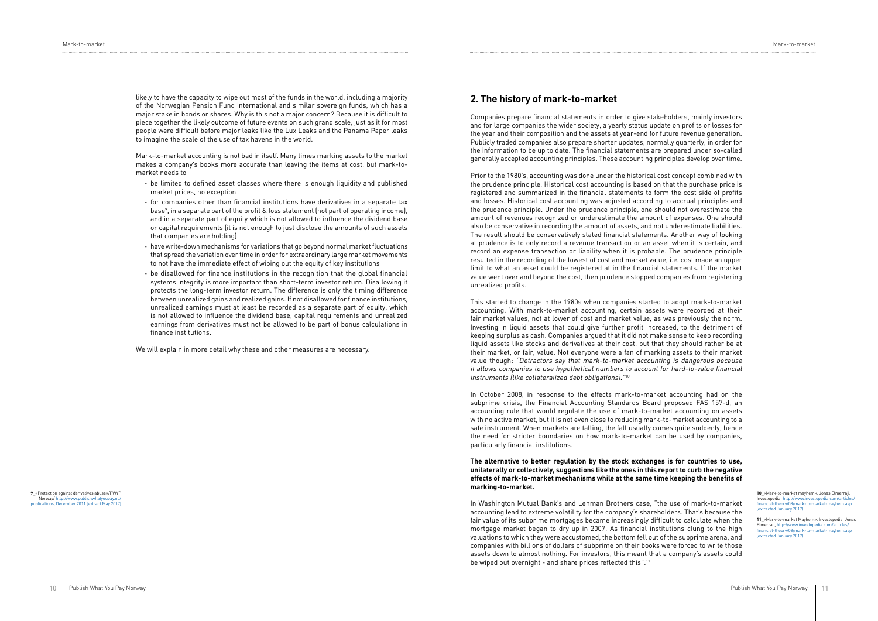likely to have the capacity to wipe out most of the funds in the world, including a majority of the Norwegian Pension Fund International and similar sovereign funds, which has a major stake in bonds or shares. Why is this not a major concern? Because it is difficult to piece together the likely outcome of future events on such grand scale, just as it for most people were difficult before major leaks like the Lux Leaks and the Panama Paper leaks to imagine the scale of the use of tax havens in the world.

Mark-to-market accounting is not bad in itself. Many times marking assets to the market makes a company's books more accurate than leaving the items at cost, but mark-to-market needs to

- be limited to defined asset classes where there is enough liquidity and published market prices, no exception
- for companies other than financial institutions have derivatives in a separate tax base[9], in a separate part of the profit & loss statement (not part of operating income), and in a separate part of equity which is not allowed to influence the dividend base or capital requirements (it is not enough to just disclose the amounts of such assets that companies are holding)
- have write-down mechanisms for variations that go beyond normal market fluctuations that spread the variation over time in order for extraordinary large market movements to not have the immediate effect of wiping out the equity of key institutions
- be disallowed for finance institutions in the recognition that the global financial systems integrity is more important than short-term investor return. Disallowing it protects the long-term investor return. The difference is only the timing difference between unrealized gains and realized gains. If not disallowed for finance institutions, unrealized earnings must at least be recorded as a separate part of equity, which is not allowed to influence the dividend base, capital requirements and unrealized earnings from derivatives must not be allowed to be part of bonus calculations in finance institutions.

We will explain in more detail why these and other measures are necessary.

9 «Protection against derivatives abuse»/PWYP Norway/ http://www.publishwhatyoupay.no/publications, December 2011 (extract May 2017)

## 2. The history of mark-to-market

Companies prepare financial statements in order to give stakeholders, mainly investors and for large companies the wider society, a yearly status update on profits or losses for the year and their composition and the assets at year-end for future revenue generation. Publicly traded companies also prepare shorter updates, normally quarterly, in order for the information to be up to date. The financial statements are prepared under so-called generally accepted accounting principles. These accounting principles develop over time.

Prior to the 1980's, accounting was done under the historical cost concept combined with the prudence principle. Historical cost accounting is based on that the purchase price is registered and summarized in the financial statements to form the cost side of profits and losses. Historical cost accounting was adjusted according to accrual principles and the prudence principle. Under the prudence principle, one should not overestimate the amount of revenues recognized or underestimate the amount of expenses. One should also be conservative in recording the amount of assets, and not underestimate liabilities. The result should be conservatively stated financial statements. Another way of looking at prudence is to only record a revenue transaction or an asset when it is certain, and record an expense transaction or liability when it is probable. The prudence principle resulted in the recording of the lowest of cost and market value, i.e. cost made an upper limit to what an asset could be registered at in the financial statements. If the market value went over and beyond the cost, then prudence stopped companies from registering unrealized profits.

This started to change in the 1980s when companies started to adopt mark-to-market accounting. With mark-to-market accounting, certain assets were recorded at their fair market values, not at lower of cost and market value, as was previously the norm. Investing in liquid assets that could give further profit increased, to the detriment of keeping surplus as cash. Companies argued that it did not make sense to keep recording liquid assets like stocks and derivatives at their cost, but that they should rather be at their market, or fair, value. Not everyone were a fan of marking assets to their market value though: *"Detractors say that mark-to-market accounting is dangerous because it allows companies to use hypothetical numbers to account for hard-to-value financial instruments (like collateralized debt obligations)."*[10]

In October 2008, in response to the effects mark-to-market accounting had on the subprime crisis, the Financial Accounting Standards Board proposed FAS 157-d, an accounting rule that would regulate the use of mark-to-market accounting on assets with no active market, but it is not even close to reducing mark-to-market accounting to a safe instrument. When markets are falling, the fall usually comes quite suddenly, hence the need for stricter boundaries on how mark-to-market can be used by companies, particularly financial institutions.

**The alternative to better regulation by the stock exchanges is for countries to use, unilaterally or collectively, suggestions like the ones in this report to curb the negative effects of mark-to-market mechanisms while at the same time keeping the benefits of marking-to-market.**

In Washington Mutual Bank's and Lehman Brothers case, "the use of mark-to-market accounting lead to extreme volatility for the company's shareholders. That's because the fair value of its subprime mortgages became increasingly difficult to calculate when the mortgage market began to dry up in 2007. As financial institutions clung to the high valuations to which they were accustomed, the bottom fell out of the subprime arena, and companies with billions of dollars of subprime on their books were forced to write those assets down to almost nothing. For investors, this meant that a company's assets could be wiped out overnight - and share prices reflected this".[11]

10 «Mark-to-market mayhem», Jonas Elmerraji, Investopedia; http://www.investopedia.com/articles/financial-theory/08/mark-to-market-mayhem.asp (extracted January 2017)

11 «Mark-to-market Mayhem», Investopedia, Jonas Elmerraji, http://www.investopedia.com/articles/financial-theory/08/mark-to-market-mayhem.asp (extracted January 2017)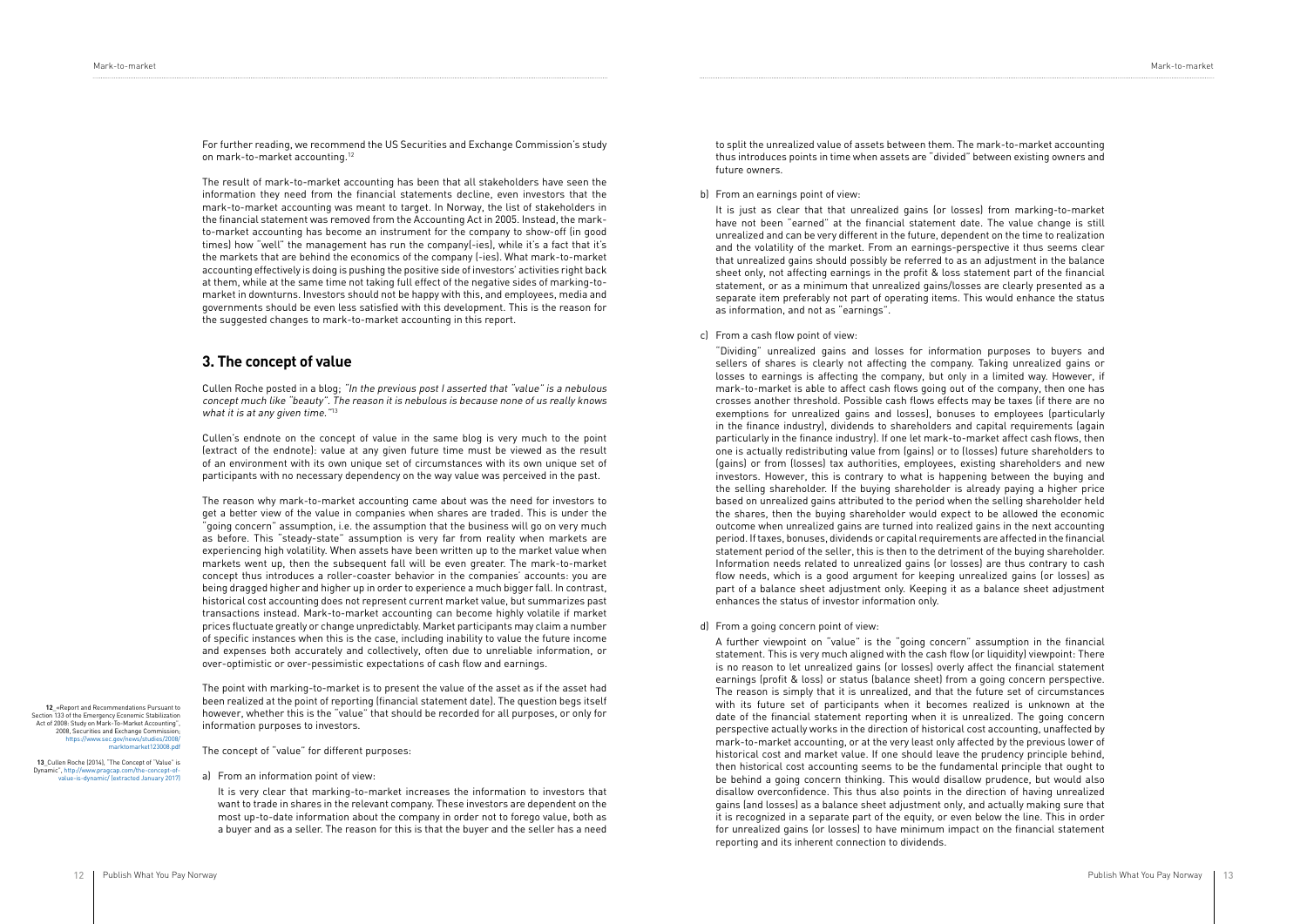For further reading, we recommend the US Securities and Exchange Commission's study on mark-to-market accounting.[12]

The result of mark-to-market accounting has been that all stakeholders have seen the information they need from the financial statements decline, even investors that the mark-to-market accounting was meant to target. In Norway, the list of stakeholders in the financial statement was removed from the Accounting Act in 2005. Instead, the mark-to-market accounting has become an instrument for the company to show-off (in good times) how "well" the management has run the company(-ies), while it's a fact that it's the markets that are behind the economics of the company (-ies). What mark-to-market accounting effectively is doing is pushing the positive side of investors' activities right back at them, while at the same time not taking full effect of the negative sides of marking-to-market in downturns. Investors should not be happy with this, and employees, media and governments should be even less satisfied with this development. This is the reason for the suggested changes to mark-to-market accounting in this report.

## 3. The concept of value

Cullen Roche posted in a blog; *"In the previous post I asserted that "value" is a nebulous concept much like "beauty". The reason it is nebulous is because none of us really knows what it is at any given time."*[13]

Cullen's endnote on the concept of value in the same blog is very much to the point (extract of the endnote): value at any given future time must be viewed as the result of an environment with its own unique set of circumstances with its own unique set of participants with no necessary dependency on the way value was perceived in the past.

The reason why mark-to-market accounting came about was the need for investors to get a better view of the value in companies when shares are traded. This is under the "going concern" assumption, i.e. the assumption that the business will go on very much as before. This "steady-state" assumption is very far from reality when markets are experiencing high volatility. When assets have been written up to the market value when markets went up, then the subsequent fall will be even greater. The mark-to-market concept thus introduces a roller-coaster behavior in the companies' accounts: you are being dragged higher and higher up in order to experience a much bigger fall. In contrast, historical cost accounting does not represent current market value, but summarizes past transactions instead. Mark-to-market accounting can become highly volatile if market prices fluctuate greatly or change unpredictably. Market participants may claim a number of specific instances when this is the case, including inability to value the future income and expenses both accurately and collectively, often due to unreliable information, or over-optimistic or over-pessimistic expectations of cash flow and earnings.

The point with marking-to-market is to present the value of the asset as if the asset had been realized at the point of reporting (financial statement date). The question begs itself however, whether this is the "value" that should be recorded for all purposes, or only for information purposes to investors.

The concept of "value" for different purposes:

a) From an information point of view:

It is very clear that marking-to-market increases the information to investors that want to trade in shares in the relevant company. These investors are dependent on the most up-to-date information about the company in order not to forego value, both as a buyer and as a seller. The reason for this is that the buyer and the seller has a need to split the unrealized value of assets between them. The mark-to-market accounting thus introduces points in time when assets are "divided" between existing owners and future owners.

b) From an earnings point of view:

It is just as clear that that unrealized gains (or losses) from marking-to-market have not been "earned" at the financial statement date. The value change is still unrealized and can be very different in the future, dependent on the time to realization and the volatility of the market. From an earnings-perspective it thus seems clear that unrealized gains should possibly be referred to as an adjustment in the balance sheet only, not affecting earnings in the profit & loss statement part of the financial statement, or as a minimum that unrealized gains/losses are clearly presented as a separate item preferably not part of operating items. This would enhance the status as information, and not as "earnings".

c) From a cash flow point of view:

"Dividing" unrealized gains and losses for information purposes to buyers and sellers of shares is clearly not affecting the company. Taking unrealized gains or losses to earnings is affecting the company, but only in a limited way. However, if mark-to-market is able to affect cash flows going out of the company, then one has crosses another threshold. Possible cash flows effects may be taxes (if there are no exemptions for unrealized gains and losses), bonuses to employees (particularly in the finance industry), dividends to shareholders and capital requirements (again particularly in the finance industry). If one let mark-to-market affect cash flows, then one is actually redistributing value from (gains) or to (losses) future shareholders to (gains) or from (losses) tax authorities, employees, existing shareholders and new investors. However, this is contrary to what is happening between the buying and the selling shareholder. If the buying shareholder is already paying a higher price based on unrealized gains attributed to the period when the selling shareholder held the shares, then the buying shareholder would expect to be allowed the economic outcome when unrealized gains are turned into realized gains in the next accounting period. If taxes, bonuses, dividends or capital requirements are affected in the financial statement period of the seller, this is then to the detriment of the buying shareholder. Information needs related to unrealized gains (or losses) are thus contrary to cash flow needs, which is a good argument for keeping unrealized gains (or losses) as part of a balance sheet adjustment only. Keeping it as a balance sheet adjustment enhances the status of investor information only.

d) From a going concern point of view:

A further viewpoint on "value" is the "going concern" assumption in the financial statement. This is very much aligned with the cash flow (or liquidity) viewpoint: There is no reason to let unrealized gains (or losses) overly affect the financial statement earnings (profit & loss) or status (balance sheet) from a going concern perspective. The reason is simply that it is unrealized, and that the future set of circumstances with its future set of participants when it becomes realized is unknown at the date of the financial statement reporting when it is unrealized. The going concern perspective actually works in the direction of historical cost accounting, unaffected by mark-to-market accounting, or at the very least only affected by the previous lower of historical cost and market value. If one should leave the prudency principle behind, then historical cost accounting seems to be the fundamental principle that ought to be behind a going concern thinking. This would disallow prudence, but would also disallow overconfidence. This thus also points in the direction of having unrealized gains (and losses) as a balance sheet adjustment only, and actually making sure that it is recognized in a separate part of the equity, or even below the line. This in order for unrealized gains (or losses) to have minimum impact on the financial statement reporting and its inherent connection to dividends.

---

[12] «Report and Recommendations Pursuant to Section 133 of the Emergency Economic Stabilization Act of 2008: Study on Mark-To-Market Accounting", 2008, Securities and Exchange Commission; https://www.sec.gov/news/studies/2008/marktomarket123008.pdf

[13] Cullen Roche (2014), "The Concept of "Value" is Dynamic", http://www.pragcap.com/the-concept-of-value-is-dynamic/ (extracted January 2017)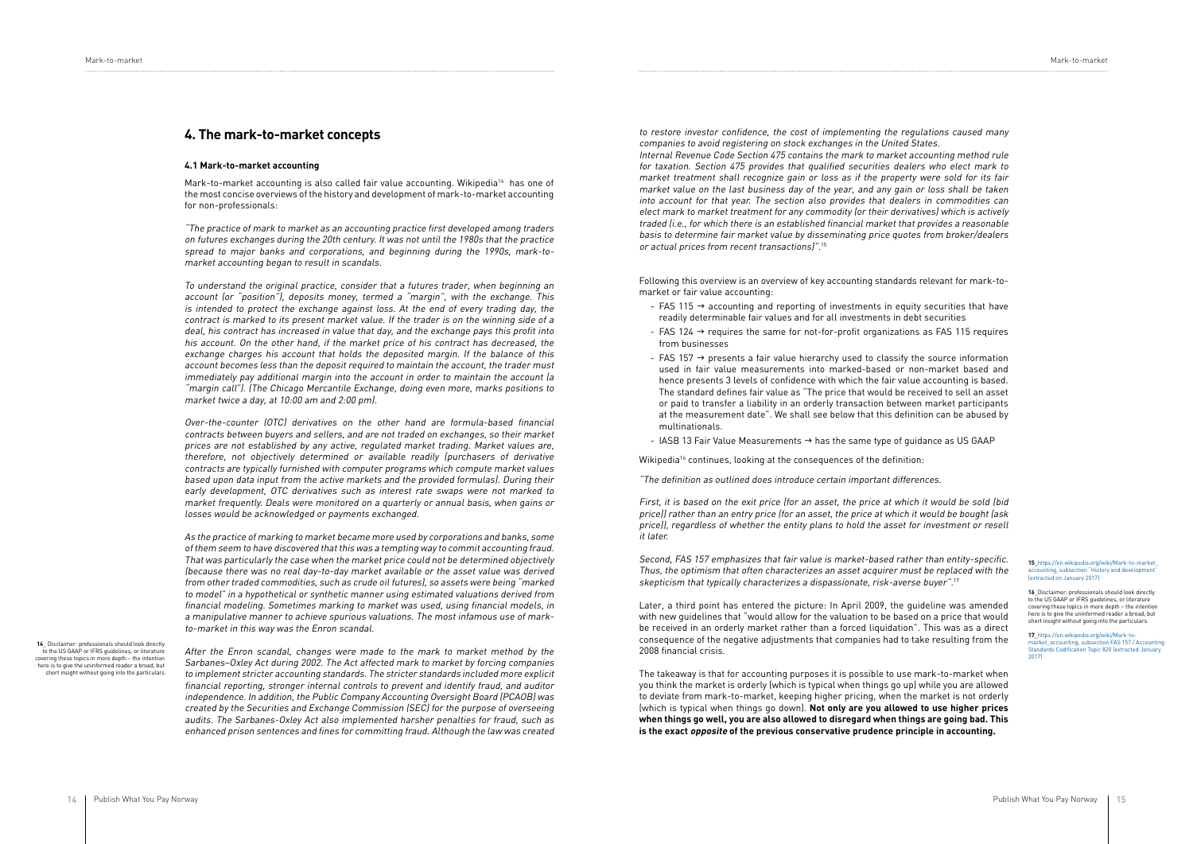## 4. The mark-to-market concepts

### 4.1 Mark-to-market accounting

Mark-to-market accounting is also called fair value accounting. Wikipedia[14] has one of the most concise overviews of the history and development of mark-to-market accounting for non-professionals:

*"The practice of mark to market as an accounting practice first developed among traders on futures exchanges during the 20th century. It was not until the 1980s that the practice spread to major banks and corporations, and beginning during the 1990s, mark-to-market accounting began to result in scandals.*

*To understand the original practice, consider that a futures trader, when beginning an account (or "position"), deposits money, termed a "margin", with the exchange. This is intended to protect the exchange against loss. At the end of every trading day, the contract is marked to its present market value. If the trader is on the winning side of a deal, his contract has increased in value that day, and the exchange pays this profit into his account. On the other hand, if the market price of his contract has decreased, the exchange charges his account that holds the deposited margin. If the balance of this account becomes less than the deposit required to maintain the account, the trader must immediately pay additional margin into the account in order to maintain the account (a "margin call"). (The Chicago Mercantile Exchange, doing even more, marks positions to market twice a day, at 10:00 am and 2:00 pm).*

*Over-the-counter (OTC) derivatives on the other hand are formula-based financial contracts between buyers and sellers, and are not traded on exchanges, so their market prices are not established by any active, regulated market trading. Market values are, therefore, not objectively determined or available readily (purchasers of derivative contracts are typically furnished with computer programs which compute market values based upon data input from the active markets and the provided formulas). During their early development, OTC derivatives such as interest rate swaps were not marked to market frequently. Deals were monitored on a quarterly or annual basis, when gains or losses would be acknowledged or payments exchanged.*

*As the practice of marking to market became more used by corporations and banks, some of them seem to have discovered that this was a tempting way to commit accounting fraud. That was particularly the case when the market price could not be determined objectively (because there was no real day-to-day market available or the asset value was derived from other traded commodities, such as crude oil futures), so assets were being "marked to model" in a hypothetical or synthetic manner using estimated valuations derived from financial modeling. Sometimes marking to market was used, using financial models, in a manipulative manner to achieve spurious valuations. The most infamous use of mark-to-market in this way was the Enron scandal.*

*After the Enron scandal, changes were made to the mark to market method by the Sarbanes–Oxley Act during 2002. The Act affected mark to market by forcing companies to implement stricter accounting standards. The stricter standards included more explicit financial reporting, stronger internal controls to prevent and identify fraud, and auditor independence. In addition, the Public Company Accounting Oversight Board (PCAOB) was created by the Securities and Exchange Commission (SEC) for the purpose of overseeing audits. The Sarbanes-Oxley Act also implemented harsher penalties for fraud, such as enhanced prison sentences and fines for committing fraud. Although the law was created to restore investor confidence, the cost of implementing the regulations caused many companies to avoid registering on stock exchanges in the United States.*
*Internal Revenue Code Section 475 contains the mark to market accounting method rule for taxation. Section 475 provides that qualified securities dealers who elect mark to market treatment shall recognize gain or loss as if the property were sold for its fair market value on the last business day of the year, and any gain or loss shall be taken into account for that year. The section also provides that dealers in commodities can elect mark to market treatment for any commodity (or their derivatives) which is actively traded (i.e., for which there is an established financial market that provides a reasonable basis to determine fair market value by disseminating price quotes from broker/dealers or actual prices from recent transactions)".*[15]

Following this overview is an overview of key accounting standards relevant for mark-to-market or fair value accounting:

- FAS 115 → accounting and reporting of investments in equity securities that have readily determinable fair values and for all investments in debt securities
- FAS 124 → requires the same for not-for-profit organizations as FAS 115 requires from businesses
- FAS 157 → presents a fair value hierarchy used to classify the source information used in fair value measurements into marked-based or non-market based and hence presents 3 levels of confidence with which the fair value accounting is based. The standard defines fair value as "The price that would be received to sell an asset or paid to transfer a liability in an orderly transaction between market participants at the measurement date". We shall see below that this definition can be abused by multinationals.
- IASB 13 Fair Value Measurements → has the same type of guidance as US GAAP

Wikipedia[16] continues, looking at the consequences of the definition:

*"The definition as outlined does introduce certain important differences.*

*First, it is based on the exit price (for an asset, the price at which it would be sold (bid price)) rather than an entry price (for an asset, the price at which it would be bought (ask price)), regardless of whether the entity plans to hold the asset for investment or resell it later.*

*Second, FAS 157 emphasizes that fair value is market-based rather than entity-specific. Thus, the optimism that often characterizes an asset acquirer must be replaced with the skepticism that typically characterizes a dispassionate, risk-averse buyer".*[17]

Later, a third point has entered the picture: In April 2009, the guideline was amended with new guidelines that "would allow for the valuation to be based on a price that would be received in an orderly market rather than a forced liquidation". This was as a direct consequence of the negative adjustments that companies had to take resulting from the 2008 financial crisis.

The takeaway is that for accounting purposes it is possible to use mark-to-market when you think the market is orderly (which is typical when things go up) while you are allowed to deviate from mark-to-market, keeping higher pricing, when the market is not orderly (which is typical when things go down). **Not only are you allowed to use higher prices when things go well, you are also allowed to disregard when things are going bad. This is the exact *opposite* of the previous conservative prudence principle in accounting.**

14_ Disclaimer: professionals should look directly to the US GAAP or IFRS guidelines, or literature covering these topics in more depth – the intention here is to give the uninformed reader a broad, but short insight without going into the particulars

15_ https://en.wikipedia.org/wiki/Mark-to-market_accounting, subsection "History and development" (extracted on January 2017)

16_ Disclaimer: professionals should look directly to the US GAAP or IFRS guidelines, or literature covering these topics in more depth – the intention here is to give the uninformed reader a broad, but short insight without going into the particulars

17_ https://en.wikipedia.org/wiki/Mark-to-market_accounting, subsection FAS 157 / Accounting Standards Codification Topic 820 (extracted January 2017)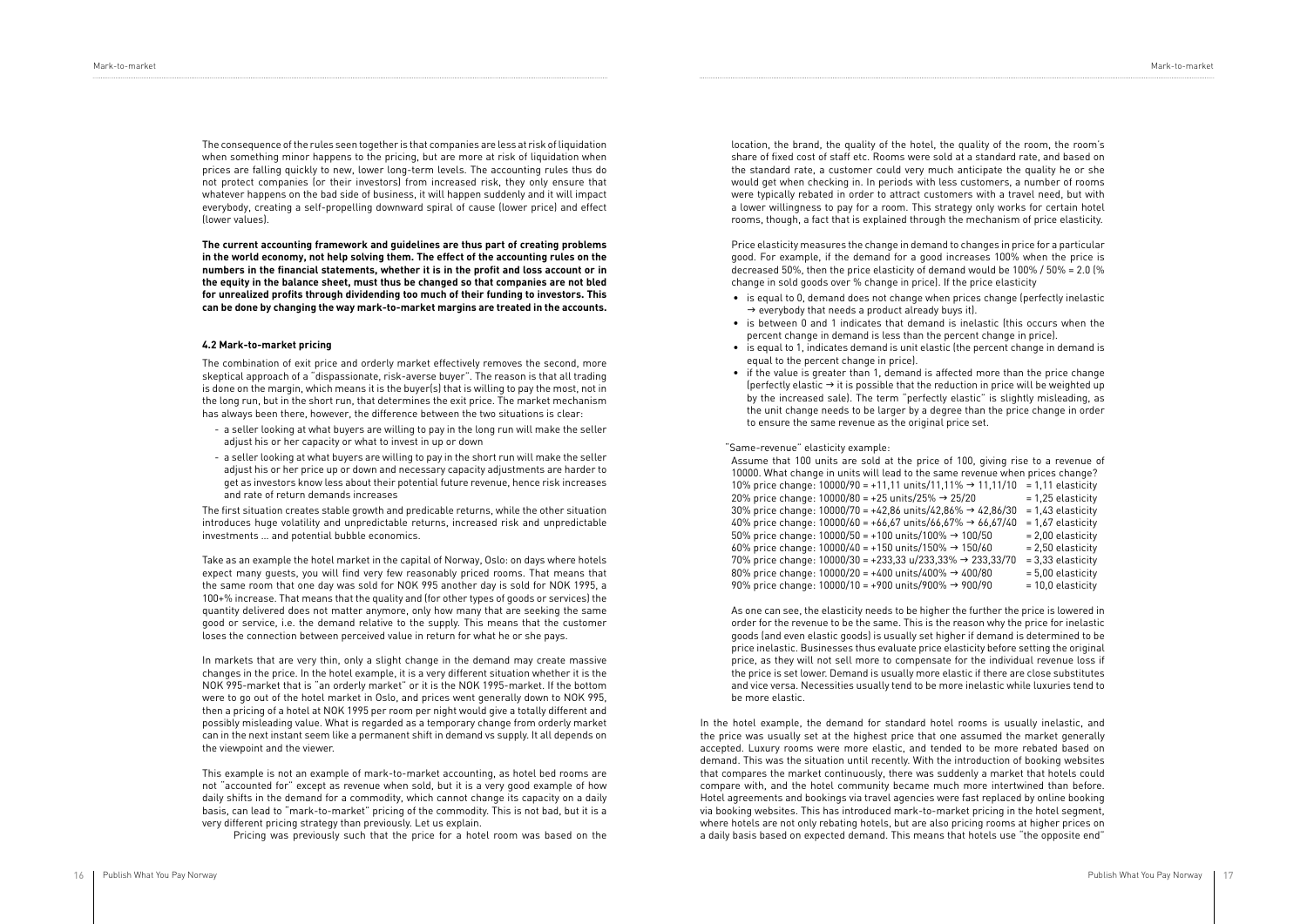The consequence of the rules seen together is that companies are less at risk of liquidation when something minor happens to the pricing, but are more at risk of liquidation when prices are falling quickly to new, lower long-term levels. The accounting rules thus do not protect companies (or their investors) from increased risk, they only ensure that whatever happens on the bad side of business, it will happen suddenly and it will impact everybody, creating a self-propelling downward spiral of cause (lower price) and effect (lower values).

**The current accounting framework and guidelines are thus part of creating problems in the world economy, not help solving them. The effect of the accounting rules on the numbers in the financial statements, whether it is in the profit and loss account or in the equity in the balance sheet, must thus be changed so that companies are not bled for unrealized profits through dividending too much of their funding to investors. This can be done by changing the way mark-to-market margins are treated in the accounts.**

### 4.2 Mark-to-market pricing

The combination of exit price and orderly market effectively removes the second, more skeptical approach of a "dispassionate, risk-averse buyer". The reason is that all trading is done on the margin, which means it is the buyer(s) that is willing to pay the most, not in the long run, but in the short run, that determines the exit price. The market mechanism has always been there, however, the difference between the two situations is clear:

- a seller looking at what buyers are willing to pay in the long run will make the seller adjust his or her capacity or what to invest in up or down
- a seller looking at what buyers are willing to pay in the short run will make the seller adjust his or her price up or down and necessary capacity adjustments are harder to get as investors know less about their potential future revenue, hence risk increases and rate of return demands increases

The first situation creates stable growth and predicable returns, while the other situation introduces huge volatility and unpredictable returns, increased risk and unpredictable investments ... and potential bubble economics.

Take as an example the hotel market in the capital of Norway, Oslo: on days where hotels expect many guests, you will find very few reasonably priced rooms. That means that the same room that one day was sold for NOK 995 another day is sold for NOK 1995, a 100+% increase. That means that the quality and (for other types of goods or services) the quantity delivered does not matter anymore, only how many that are seeking the same good or service, i.e. the demand relative to the supply. This means that the customer loses the connection between perceived value in return for what he or she pays.

In markets that are very thin, only a slight change in the demand may create massive changes in the price. In the hotel example, it is a very different situation whether it is the NOK 995-market that is "an orderly market" or it is the NOK 1995-market. If the bottom were to go out of the hotel market in Oslo, and prices went generally down to NOK 995, then a pricing of a hotel at NOK 1995 per room per night would give a totally different and possibly misleading value. What is regarded as a temporary change from orderly market can in the next instant seem like a permanent shift in demand vs supply. It all depends on the viewpoint and the viewer.

This example is not an example of mark-to-market accounting, as hotel bed rooms are not "accounted for" except as revenue when sold, but it is a very good example of how daily shifts in the demand for a commodity, which cannot change its capacity on a daily basis, can lead to "mark-to-market" pricing of the commodity. This is not bad, but it is a very different pricing strategy than previously. Let us explain.

Pricing was previously such that the price for a hotel room was based on the location, the brand, the quality of the hotel, the quality of the room, the room's share of fixed cost of staff etc. Rooms were sold at a standard rate, and based on the standard rate, a customer could very much anticipate the quality he or she would get when checking in. In periods with less customers, a number of rooms were typically rebated in order to attract customers with a travel need, but with a lower willingness to pay for a room. This strategy only works for certain hotel rooms, though, a fact that is explained through the mechanism of price elasticity.

Price elasticity measures the change in demand to changes in price for a particular good. For example, if the demand for a good increases 100% when the price is decreased 50%, then the price elasticity of demand would be 100% / 50% = 2.0 (% change in sold goods over % change in price). If the price elasticity

- is equal to 0, demand does not change when prices change (perfectly inelastic → everybody that needs a product already buys it).
- is between 0 and 1 indicates that demand is inelastic (this occurs when the percent change in demand is less than the percent change in price).
- is equal to 1, indicates demand is unit elastic (the percent change in demand is equal to the percent change in price).
- if the value is greater than 1, demand is affected more than the price change (perfectly elastic → it is possible that the reduction in price will be weighted up by the increased sale). The term "perfectly elastic" is slightly misleading, as the unit change needs to be larger by a degree than the price change in order to ensure the same revenue as the original price set.

"Same-revenue" elasticity example:

Assume that 100 units are sold at the price of 100, giving rise to a revenue of 10000. What change in units will lead to the same revenue when prices change?

| | |
|---|---|
| 10% price change: 10000/90 = +11,11 units/11,11% → 11,11/10 | = 1,11 elasticity |
| 20% price change: 10000/80 = +25 units/25% → 25/20 | = 1,25 elasticity |
| 30% price change: 10000/70 = +42,86 units/42,86% → 42,86/30 | = 1,43 elasticity |
| 40% price change: 10000/60 = +66,67 units/66,67% → 66,67/40 | = 1,67 elasticity |
| 50% price change: 10000/50 = +100 units/100% → 100/50 | = 2,00 elasticity |
| 60% price change: 10000/40 = +150 units/150% → 150/60 | = 2,50 elasticity |
| 70% price change: 10000/30 = +233,33 u/233,33% → 233,33/70 | = 3,33 elasticity |
| 80% price change: 10000/20 = +400 units/400% → 400/80 | = 5,00 elasticity |
| 90% price change: 10000/10 = +900 units/900% → 900/90 | = 10,0 elasticity |

As one can see, the elasticity needs to be higher the further the price is lowered in order for the revenue to be the same. This is the reason why the price for inelastic goods (and even elastic goods) is usually set higher if demand is determined to be price inelastic. Businesses thus evaluate price elasticity before setting the original price, as they will not sell more to compensate for the individual revenue loss if the price is set lower. Demand is usually more elastic if there are close substitutes and vice versa. Necessities usually tend to be more inelastic while luxuries tend to be more elastic.

In the hotel example, the demand for standard hotel rooms is usually inelastic, and the price was usually set at the highest price that one assumed the market generally accepted. Luxury rooms were more elastic, and tended to be more rebated based on demand. This was the situation until recently. With the introduction of booking websites that compares the market continuously, there was suddenly a market that hotels could compare with, and the hotel community became much more intertwined than before. Hotel agreements and bookings via travel agencies were fast replaced by online booking via booking websites. This has introduced mark-to-market pricing in the hotel segment, where hotels are not only rebating hotels, but are also pricing rooms at higher prices on a daily basis based on expected demand. This means that hotels use "the opposite end"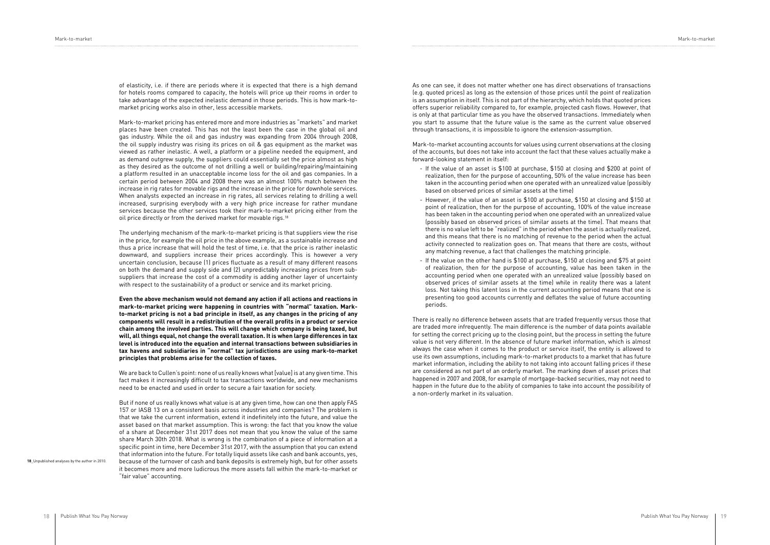of elasticity, i.e. if there are periods where it is expected that there is a high demand for hotels rooms compared to capacity, the hotels will price up their rooms in order to take advantage of the expected inelastic demand in those periods. This is how mark-to-market pricing works also in other, less accessible markets.

Mark-to-market pricing has entered more and more industries as "markets" and market places have been created. This has not the least been the case in the global oil and gas industry. While the oil and gas industry was expanding from 2004 through 2008, the oil supply industry was rising its prices on oil & gas equipment as the market was viewed as rather inelastic. A well, a platform or a pipeline needed the equipment, and as demand outgrew supply, the suppliers could essentially set the price almost as high as they desired as the outcome of not drilling a well or building/repairing/maintaining a platform resulted in an unacceptable income loss for the oil and gas companies. In a certain period between 2004 and 2008 there was an almost 100% match between the increase in rig rates for movable rigs and the increase in the price for downhole services. When analysts expected an increase in rig rates, all services relating to drilling a well increased, surprising everybody with a very high price increase for rather mundane services because the other services took their mark-to-market pricing either from the oil price directly or from the derived market for movable rigs.[18]

The underlying mechanism of the mark-to-market pricing is that suppliers view the rise in the price, for example the oil price in the above example, as a sustainable increase and thus a price increase that will hold the test of time, i.e. that the price is rather inelastic downward, and suppliers increase their prices accordingly. This is however a very uncertain conclusion, because (1) prices fluctuate as a result of many different reasons on both the demand and supply side and (2) unpredictably increasing prices from sub-suppliers that increase the cost of a commodity is adding another layer of uncertainty with respect to the sustainability of a product or service and its market pricing.

**Even the above mechanism would not demand any action if all actions and reactions in mark-to-market pricing were happening in countries with "normal" taxation. Mark-to-market pricing is not a bad principle in itself, as any changes in the pricing of any components will result in a redistribution of the overall profits in a product or service chain among the involved parties. This will change which company is being taxed, but will, all things equal, not change the overall taxation. It is when large differences in tax level is introduced into the equation and internal transactions between subsidiaries in tax havens and subsidiaries in "normal" tax jurisdictions are using mark-to-market principles that problems arise for the collection of taxes.**

We are back to Cullen's point: none of us really knows what [value] is at any given time. This fact makes it increasingly difficult to tax transactions worldwide, and new mechanisms need to be enacted and used in order to secure a fair taxation for society.

But if none of us really knows what value is at any given time, how can one then apply FAS 157 or IASB 13 on a consistent basis across industries and companies? The problem is that we take the current information, extend it indefinitely into the future, and value the asset based on that market assumption. This is wrong: the fact that you know the value of a share at December 31st 2017 does not mean that you know the value of the same share March 30th 2018. What is wrong is the combination of a piece of information at a specific point in time, here December 31st 2017, with the assumption that you can extend that information into the future. For totally liquid assets like cash and bank accounts, yes, because of the turnover of cash and bank deposits is extremely high, but for other assets it becomes more and more ludicrous the more assets fall within the mark-to-market or "fair value" accounting.

18_Unpublished analyses by the author in 2010.

As one can see, it does not matter whether one has direct observations of transactions (e.g. quoted prices) as long as the extension of those prices until the point of realization is an assumption in itself. This is not part of the hierarchy, which holds that quoted prices offers superior reliability compared to, for example, projected cash flows. However, that is only at that particular time as you have the observed transactions. Immediately when you start to assume that the future value is the same as the current value observed through transactions, it is impossible to ignore the extension-assumption.

Mark-to-market accounting accounts for values using current observations at the closing of the accounts, but does not take into account the fact that these values actually make a forward-looking statement in itself:

- If the value of an asset is $100 at purchase, $150 at closing and $200 at point of realization, then for the purpose of accounting, 50% of the value increase has been taken in the accounting period when one operated with an unrealized value (possibly based on observed prices of similar assets at the time)
- However, if the value of an asset is $100 at purchase, $150 at closing and $150 at point of realization, then for the purpose of accounting, 100% of the value increase has been taken in the accounting period when one operated with an unrealized value (possibly based on observed prices of similar assets at the time). That means that there is no value left to be "realized" in the period when the asset is actually realized, and this means that there is no matching of revenue to the period when the actual activity connected to realization goes on. That means that there are costs, without any matching revenue, a fact that challenges the matching principle.
- If the value on the other hand is $100 at purchase, $150 at closing and $75 at point of realization, then for the purpose of accounting, value has been taken in the accounting period when one operated with an unrealized value (possibly based on observed prices of similar assets at the time) while in reality there was a latent loss. Not taking this latent loss in the current accounting period means that one is presenting too good accounts currently and deflates the value of future accounting periods.

There is really no difference between assets that are traded frequently versus those that are traded more infrequently. The main difference is the number of data points available for setting the correct pricing up to the closing point, but the process in setting the future value is not very different. In the absence of future market information, which is almost always the case when it comes to the product or service itself, the entity is allowed to use its own assumptions, including mark-to-market products to a market that has future market information, including the ability to not taking into account falling prices if these are considered as not part of an orderly market. The marking down of asset prices that happened in 2007 and 2008, for example of mortgage-backed securities, may not need to happen in the future due to the ability of companies to take into account the possibility of a non-orderly market in its valuation.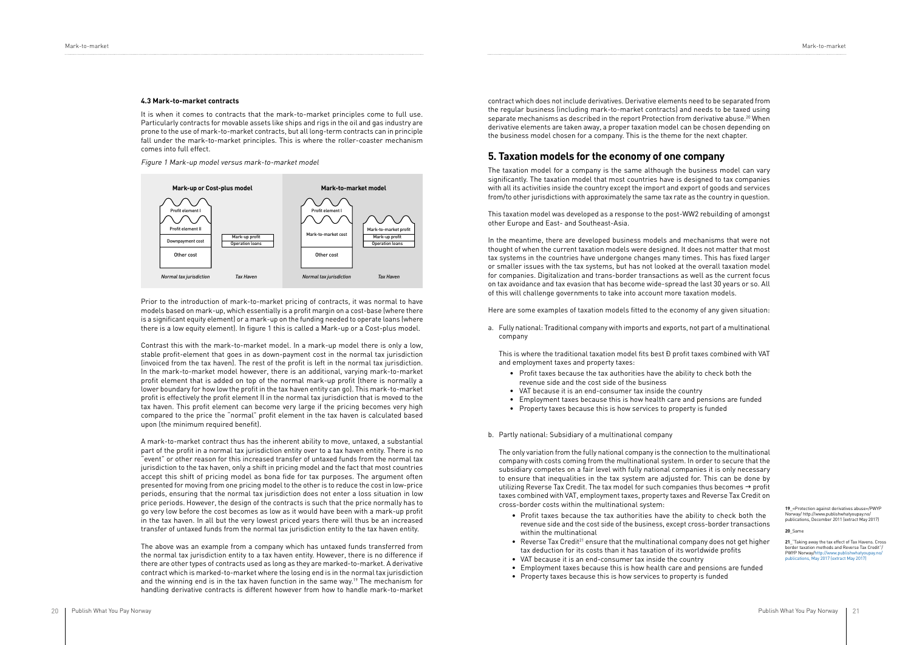### 4.3 Mark-to-market contracts

It is when it comes to contracts that the mark-to-market principles come to full use. Particularly contracts for movable assets like ships and rigs in the oil and gas industry are prone to the use of mark-to-market contracts, but all long-term contracts can in principle fall under the mark-to-market principles. This is where the roller-coaster mechanism comes into full effect.

*Figure 1 Mark-up model versus mark-to-market model*

**Mark-up or Cost-plus model**

| Normal tax jurisdiction | Tax Haven |
|---|---|
| Profit element I | |
| Profit element II | |
| Downpayment cost | Mark-up profit / Operation loans |
| Other cost | |

**Mark-to-market model**

| Normal tax jurisdiction | Tax Haven |
|---|---|
| Profit element I | |
| Mark-to-market cost | Mark-to-market profit / Mark-up profit / Operation loans |
| Other cost | |

Prior to the introduction of mark-to-market pricing of contracts, it was normal to have models based on mark-up, which essentially is a profit margin on a cost-base (where there is a significant equity element) or a mark-up on the funding needed to operate loans (where there is a low equity element). In figure 1 this is called a Mark-up or a Cost-plus model.

Contrast this with the mark-to-market model. In a mark-up model there is only a low, stable profit-element that goes in as down-payment cost in the normal tax jurisdiction (invoiced from the tax haven). The rest of the profit is left in the normal tax jurisdiction. In the mark-to-market model however, there is an additional, varying mark-to-market profit element that is added on top of the normal mark-up profit (there is normally a lower boundary for how low the profit in the tax haven entity can go). This mark-to-market profit is effectively the profit element II in the normal tax jurisdiction that is moved to the tax haven. This profit element can become very large if the pricing becomes very high compared to the price the "normal" profit element in the tax haven is calculated based upon (the minimum required benefit).

A mark-to-market contract thus has the inherent ability to move, untaxed, a substantial part of the profit in a normal tax jurisdiction entity over to a tax haven entity. There is no "event" or other reason for this increased transfer of untaxed funds from the normal tax jurisdiction to the tax haven, only a shift in pricing model and the fact that most countries accept this shift of pricing model as bona fide for tax purposes. The argument often presented for moving from one pricing model to the other is to reduce the cost in low-price periods, ensuring that the normal tax jurisdiction does not enter a loss situation in low price periods. However, the design of the contracts is such that the price normally has to go very low before the cost becomes as low as it would have been with a mark-up profit in the tax haven. In all but the very lowest priced years there will thus be an increased transfer of untaxed funds from the normal tax jurisdiction entity to the tax haven entity.

The above was an example from a company which has untaxed funds transferred from the normal tax jurisdiction entity to a tax haven entity. However, there is no difference if there are other types of contracts used as long as they are marked-to-market. A derivative contract which is marked-to-market where the losing end is in the normal tax jurisdiction and the winning end is in the tax haven function in the same way.[19] The mechanism for handling derivative contracts is different however from how to handle mark-to-market contract which does not include derivatives. Derivative elements need to be separated from the regular business (including mark-to-market contracts) and needs to be taxed using separate mechanisms as described in the report Protection from derivative abuse.[20] When derivative elements are taken away, a proper taxation model can be chosen depending on the business model chosen for a company. This is the theme for the next chapter.

## 5. Taxation models for the economy of one company

The taxation model for a company is the same although the business model can vary significantly. The taxation model that most countries have is designed to tax companies with all its activities inside the country except the import and export of goods and services from/to other jurisdictions with approximately the same tax rate as the country in question.

This taxation model was developed as a response to the post-WW2 rebuilding of amongst other Europe and East- and Southeast-Asia.

In the meantime, there are developed business models and mechanisms that were not thought of when the current taxation models were designed. It does not matter that most tax systems in the countries have undergone changes many times. This has fixed larger or smaller issues with the tax systems, but has not looked at the overall taxation model for companies. Digitalization and trans-border transactions as well as the current focus on tax avoidance and tax evasion that has become wide-spread the last 30 years or so. All of this will challenge governments to take into account more taxation models.

Here are some examples of taxation models fitted to the economy of any given situation:

a. Fully national: Traditional company with imports and exports, not part of a multinational company

   This is where the traditional taxation model fits best Ð profit taxes combined with VAT and employment taxes and property taxes:

   - Profit taxes because the tax authorities have the ability to check both the revenue side and the cost side of the business
   - VAT because it is an end-consumer tax inside the country
   - Employment taxes because this is how health care and pensions are funded
   - Property taxes because this is how services to property is funded

b. Partly national: Subsidiary of a multinational company

   The only variation from the fully national company is the connection to the multinational company with costs coming from the multinational system. In order to secure that the subsidiary competes on a fair level with fully national companies it is only necessary to ensure that inequalities in the tax system are adjusted for. This can be done by utilizing Reverse Tax Credit. The tax model for such companies thus becomes → profit taxes combined with VAT, employment taxes, property taxes and Reverse Tax Credit on cross-border costs within the multinational system:

   - Profit taxes because the tax authorities have the ability to check both the revenue side and the cost side of the business, except cross-border transactions within the multinational
   - Reverse Tax Credit[21] ensure that the multinational company does not get higher tax deduction for its costs than it has taxation of its worldwide profits
   - VAT because it is an end-consumer tax inside the country
   - Employment taxes because this is how health care and pensions are funded
   - Property taxes because this is how services to property is funded

[19] «Protection against derivatives abuse»/PWYP Norway/ http://www.publishwhatyoupay.no/publications, December 2011 (extract May 2017)

[20] Same

[21] "Taking away the tax effect of Tax Havens. Cross border taxation methods and Reverse Tax Credit"/ PWYP Norway/http://www.publishwhatyoupay.no/publications, May 2017 (extract May 2017)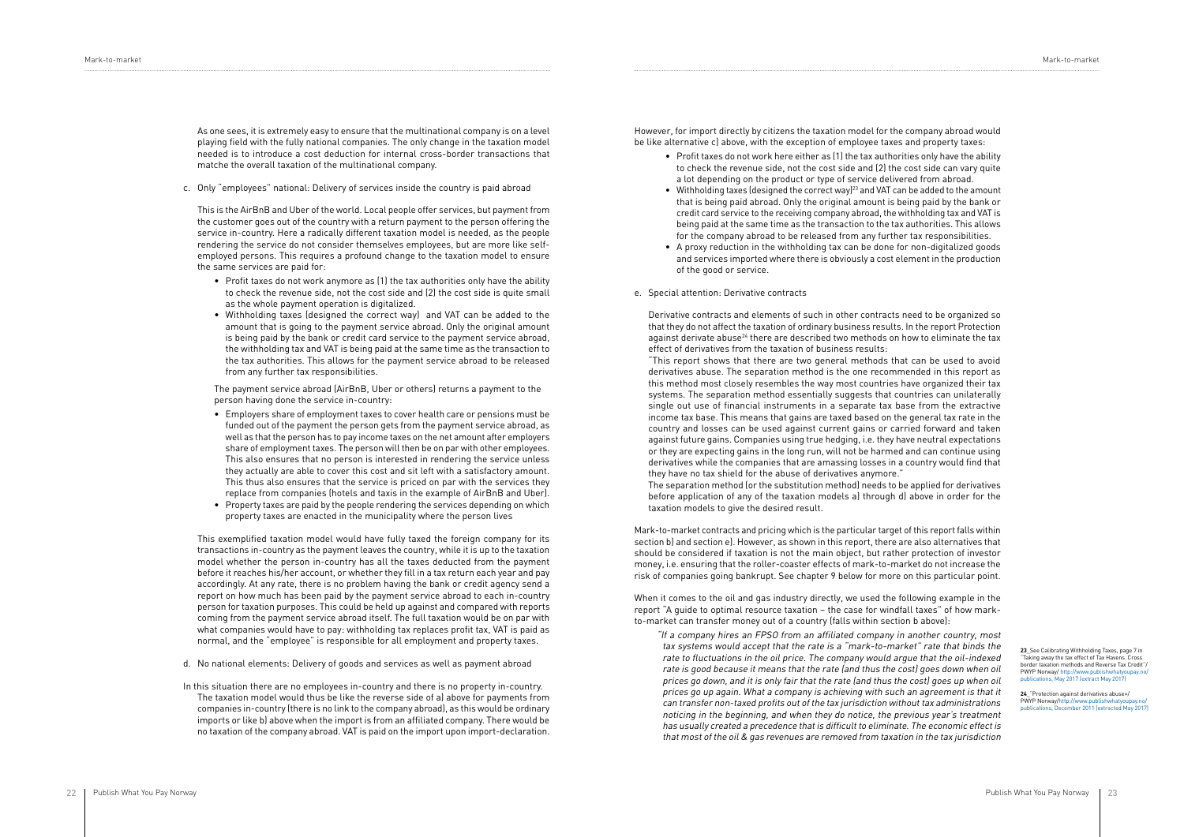As one sees, it is extremely easy to ensure that the multinational company is on a level playing field with the fully national companies. The only change in the taxation model needed is to introduce a cost deduction for internal cross-border transactions that matche the overall taxation of the multinational company.

c. Only "employees" national: Delivery of services inside the country is paid abroad

This is the AirBnB and Uber of the world. Local people offer services, but payment from the customer goes out of the country with a return payment to the person offering the service in-country. Here a radically different taxation model is needed, as the people rendering the service do not consider themselves employees, but are more like self-employed persons. This requires a profound change to the taxation model to ensure the same services are paid for:

- Profit taxes do not work anymore as (1) the tax authorities only have the ability to check the revenue side, not the cost side and (2) the cost side is quite small as the whole payment operation is digitalized.
- Withholding taxes (designed the correct way) and VAT can be added to the amount that is going to the payment service abroad. Only the original amount is being paid by the bank or credit card service to the payment service abroad, the withholding tax and VAT is being paid at the same time as the transaction to the tax authorities. This allows for the payment service abroad to be released from any further tax responsibilities.

The payment service abroad (AirBnB, Uber or others) returns a payment to the person having done the service in-country:

- Employers share of employment taxes to cover health care or pensions must be funded out of the payment the person gets from the payment service abroad, as well as that the person has to pay income taxes on the net amount after employers share of employment taxes. The person will then be on par with other employees. This also ensures that no person is interested in rendering the service unless they actually are able to cover this cost and sit left with a satisfactory amount. This thus also ensures that the service is priced on par with the services they replace from companies (hotels and taxis in the example of AirBnB and Uber).
- Property taxes are paid by the people rendering the services depending on which property taxes are enacted in the municipality where the person lives

This exemplified taxation model would have fully taxed the foreign company for its transactions in-country as the payment leaves the country, while it is up to the taxation model whether the person in-country has all the taxes deducted from the payment before it reaches his/her account, or whether they fill in a tax return each year and pay accordingly. At any rate, there is no problem having the bank or credit agency send a report on how much has been paid by the payment service abroad to each in-country person for taxation purposes. This could be held up against and compared with reports coming from the payment service abroad itself. The full taxation would be on par with what companies would have to pay: withholding tax replaces profit tax, VAT is paid as normal, and the "employee" is responsible for all employment and property taxes.

d. No national elements: Delivery of goods and services as well as payment abroad

In this situation there are no employees in-country and there is no property in-country. The taxation model would thus be like the reverse side of a) above for payments from companies in-country (there is no link to the company abroad), as this would be ordinary imports or like b) above when the import is from an affiliated company. There would be no taxation of the company abroad. VAT is paid on the import upon import-declaration.

However, for import directly by citizens the taxation model for the company abroad would be like alternative c) above, with the exception of employee taxes and property taxes:

- Profit taxes do not work here either as (1) the tax authorities only have the ability to check the revenue side, not the cost side and (2) the cost side can vary quite a lot depending on the product or type of service delivered from abroad.
- Withholding taxes (designed the correct way)[23] and VAT can be added to the amount that is being paid abroad. Only the original amount is being paid by the bank or credit card service to the receiving company abroad, the withholding tax and VAT is being paid at the same time as the transaction to the tax authorities. This allows for the company abroad to be released from any further tax responsibilities.
- A proxy reduction in the withholding tax can be done for non-digitalized goods and services imported where there is obviously a cost element in the production of the good or service.

e. Special attention: Derivative contracts

Derivative contracts and elements of such in other contracts need to be organized so that they do not affect the taxation of ordinary business results. In the report Protection against derivate abuse[24] there are described two methods on how to eliminate the tax effect of derivatives from the taxation of business results:

"This report shows that there are two general methods that can be used to avoid derivatives abuse. The separation method is the one recommended in this report as this method most closely resembles the way most countries have organized their tax systems. The separation method essentially suggests that countries can unilaterally single out use of financial instruments in a separate tax base from the extractive income tax base. This means that gains are taxed based on the general tax rate in the country and losses can be used against current gains or carried forward and taken against future gains. Companies using true hedging, i.e. they have neutral expectations or they are expecting gains in the long run, will not be harmed and can continue using derivatives while the companies that are amassing losses in a country would find that they have no tax shield for the abuse of derivatives anymore."

The separation method (or the substitution method) needs to be applied for derivatives before application of any of the taxation models a) through d) above in order for the taxation models to give the desired result.

Mark-to-market contracts and pricing which is the particular target of this report falls within section b) and section e). However, as shown in this report, there are also alternatives that should be considered if taxation is not the main object, but rather protection of investor money, i.e. ensuring that the roller-coaster effects of mark-to-market do not increase the risk of companies going bankrupt. See chapter 9 below for more on this particular point.

When it comes to the oil and gas industry directly, we used the following example in the report "A guide to optimal resource taxation – the case for windfall taxes" of how mark-to-market can transfer money out of a country (falls within section b above):

*"If a company hires an FPSO from an affiliated company in another country, most tax systems would accept that the rate is a "mark-to-market" rate that binds the rate to fluctuations in the oil price. The company would argue that the oil-indexed rate is good because it means that the rate (and thus the cost) goes down when oil prices go down, and it is only fair that the rate (and thus the cost) goes up when oil prices go up again. What a company is achieving with such an agreement is that it can transfer non-taxed profits out of the tax jurisdiction without tax administrations noticing in the beginning, and when they do notice, the previous year's treatment has usually created a precedence that is difficult to eliminate. The economic effect is that most of the oil & gas revenues are removed from taxation in the tax jurisdiction*

**23** See Calibrating Withholding Taxes, page 7 in "Taking away the tax effect of Tax Havens. Cross border taxation methods and Reverse Tax Credit"/ PWYP Norway/ http://www.publishwhatyoupay.no/publications, May 2017 (extract May 2017)

**24** "Protection against derivates abuse»/ PWYP Norway/http://www.publishwhatyoupay.no/publications, December 2011 (extracted May 2017)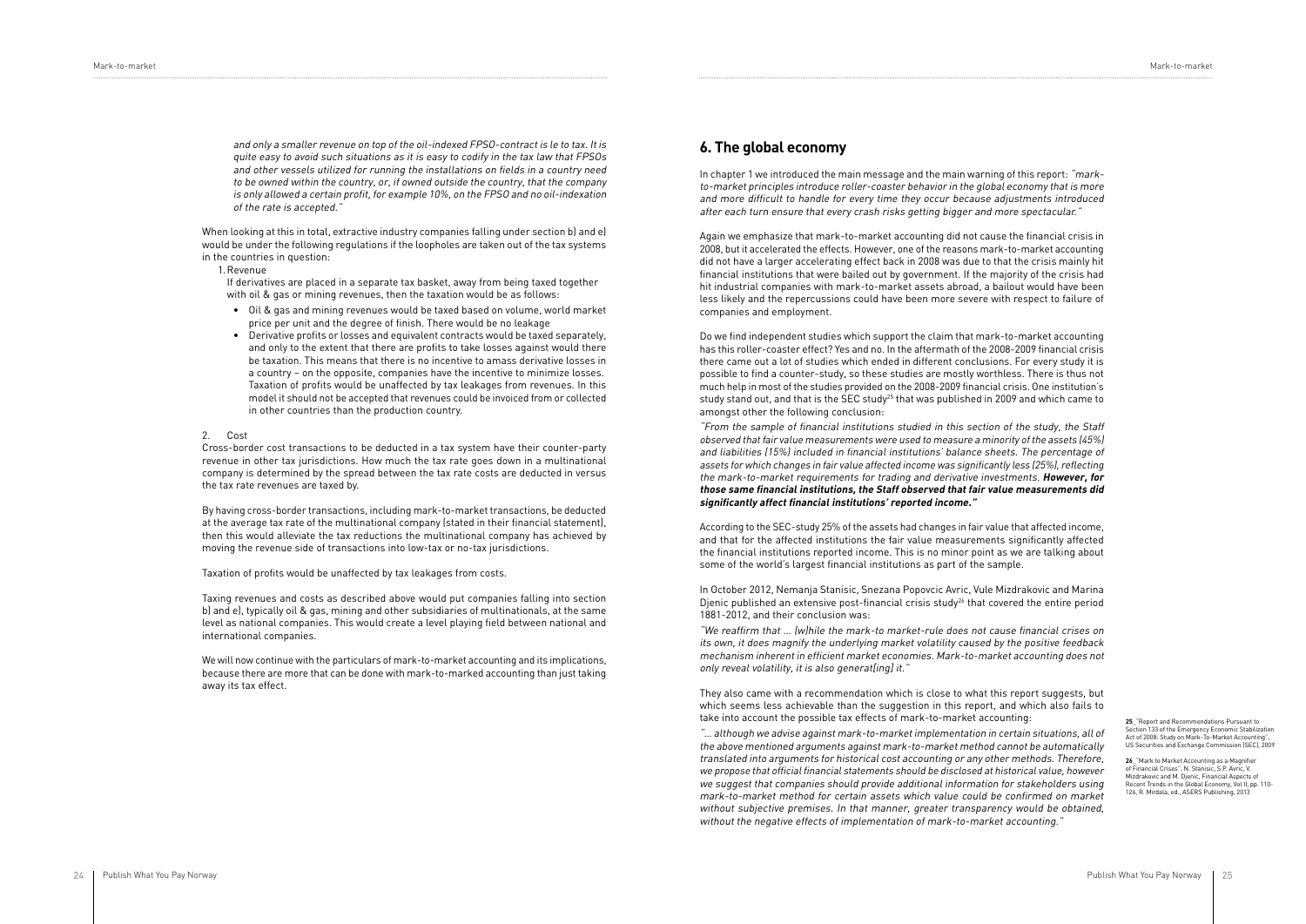*and only a smaller revenue on top of the oil-indexed FPSO-contract is le to tax. It is quite easy to avoid such situations as it is easy to codify in the tax law that FPSOs and other vessels utilized for running the installations on fields in a country need to be owned within the country, or, if owned outside the country, that the company is only allowed a certain profit, for example 10%, on the FPSO and no oil-indexation of the rate is accepted."*

When looking at this in total, extractive industry companies falling under section b) and e) would be under the following regulations if the loopholes are taken out of the tax systems in the countries in question:

1. Revenue

   If derivatives are placed in a separate tax basket, away from being taxed together with oil & gas or mining revenues, then the taxation would be as follows:

   - Oil & gas and mining revenues would be taxed based on volume, world market price per unit and the degree of finish. There would be no leakage
   - Derivative profits or losses and equivalent contracts would be taxed separately, and only to the extent that there are profits to take losses against would there be taxation. This means that there is no incentive to amass derivative losses in a country – on the opposite, companies have the incentive to minimize losses. Taxation of profits would be unaffected by tax leakages from revenues. In this model it should not be accepted that revenues could be invoiced from or collected in other countries than the production country.

2. Cost

Cross-border cost transactions to be deducted in a tax system have their counter-party revenue in other tax jurisdictions. How much the tax rate goes down in a multinational company is determined by the spread between the tax rate costs are deducted in versus the tax rate revenues are taxed by.

By having cross-border transactions, including mark-to-market transactions, be deducted at the average tax rate of the multinational company (stated in their financial statement), then this would alleviate the tax reductions the multinational company has achieved by moving the revenue side of transactions into low-tax or no-tax jurisdictions.

Taxation of profits would be unaffected by tax leakages from costs.

Taxing revenues and costs as described above would put companies falling into section b) and e), typically oil & gas, mining and other subsidiaries of multinationals, at the same level as national companies. This would create a level playing field between national and international companies.

We will now continue with the particulars of mark-to-market accounting and its implications, because there are more that can be done with mark-to-marked accounting than just taking away its tax effect.

## 6. The global economy

In chapter 1 we introduced the main message and the main warning of this report: *"mark-to-market principles introduce roller-coaster behavior in the global economy that is more and more difficult to handle for every time they occur because adjustments introduced after each turn ensure that every crash risks getting bigger and more spectacular."*

Again we emphasize that mark-to-market accounting did not cause the financial crisis in 2008, but it accelerated the effects. However, one of the reasons mark-to-market accounting did not have a larger accelerating effect back in 2008 was due to that the crisis mainly hit financial institutions that were bailed out by government. If the majority of the crisis had hit industrial companies with mark-to-market assets abroad, a bailout would have been less likely and the repercussions could have been more severe with respect to failure of companies and employment.

Do we find independent studies which support the claim that mark-to-market accounting has this roller-coaster effect? Yes and no. In the aftermath of the 2008-2009 financial crisis there came out a lot of studies which ended in different conclusions. For every study it is possible to find a counter-study, so these studies are mostly worthless. There is thus not much help in most of the studies provided on the 2008-2009 financial crisis. One institution's study stand out, and that is the SEC study[25] that was published in 2009 and which came to amongst other the following conclusion:

*"From the sample of financial institutions studied in this section of the study, the Staff observed that fair value measurements were used to measure a minority of the assets (45%) and liabilities (15%) included in financial institutions' balance sheets. The percentage of assets for which changes in fair value affected income was significantly less (25%), reflecting the mark-to-market requirements for trading and derivative investments.* ***However, for those same financial institutions, the Staff observed that fair value measurements did significantly affect financial institutions' reported income."***

According to the SEC-study 25% of the assets had changes in fair value that affected income, and that for the affected institutions the fair value measurements significantly affected the financial institutions reported income. This is no minor point as we are talking about some of the world's largest financial institutions as part of the sample.

In October 2012, Nemanja Stanisic, Snezana Popovcic Avric, Vule Mizdrakovic and Marina Djenic published an extensive post-financial crisis study[26] that covered the entire period 1881-2012, and their conclusion was:

*"We reaffirm that ... (w)hile the mark-to market-rule does not cause financial crises on its own, it does magnify the underlying market volatility caused by the positive feedback mechanism inherent in efficient market economies. Mark-to-market accounting does not only reveal volatility, it is also generat(ing) it."*

They also came with a recommendation which is close to what this report suggests, but which seems less achievable than the suggestion in this report, and which also fails to take into account the possible tax effects of mark-to-market accounting:

*"... although we advise against mark-to-market implementation in certain situations, all of the above mentioned arguments against mark-to-market method cannot be automatically translated into arguments for historical cost accounting or any other methods. Therefore, we propose that official financial statements should be disclosed at historical value, however we suggest that companies should provide additional information for stakeholders using mark-to-market method for certain assets which value could be confirmed on market without subjective premises. In that manner, greater transparency would be obtained, without the negative effects of implementation of mark-to-market accounting."*

**25** "Report and Recommendations Pursuant to Section 133 of the Emergency Economic Stabilization Act of 2008: Study on Mark-To-Market Accounting", US Securities and Exchange Commission (SEC), 2009

**26** "Mark to Market Accounting as a Magnifier of Financial Crises", N. Stanisic, S.P. Avric, V. Mizdrakovic and M. Djenic, Financial Aspects of Recent Trends in the Global Economy, Vol II, pp. 110-126, R. Mirdala, ed., ASERS Publishing, 2013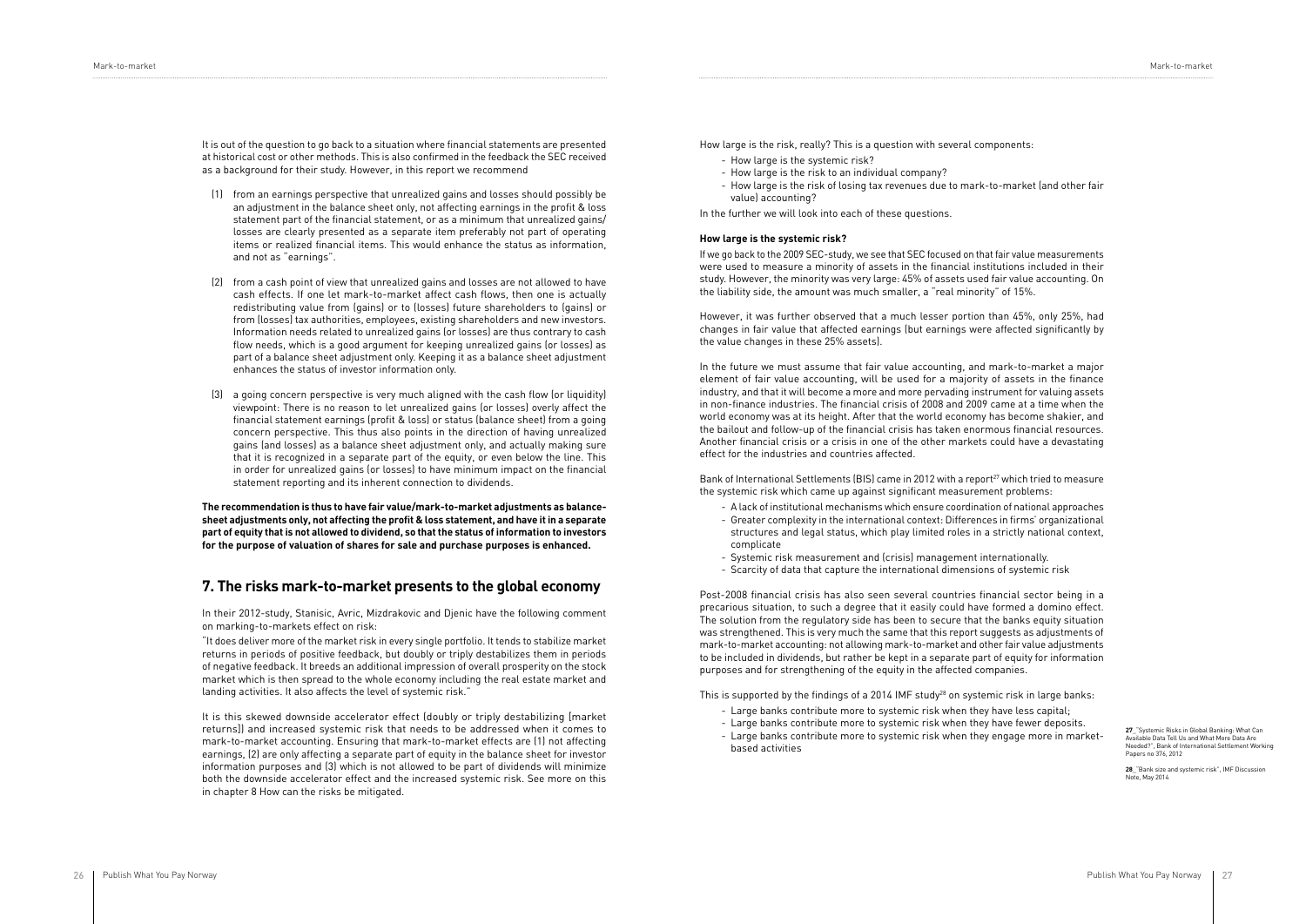It is out of the question to go back to a situation where financial statements are presented at historical cost or other methods. This is also confirmed in the feedback the SEC received as a background for their study. However, in this report we recommend

(1) from an earnings perspective that unrealized gains and losses should possibly be an adjustment in the balance sheet only, not affecting earnings in the profit & loss statement part of the financial statement, or as a minimum that unrealized gains/losses are clearly presented as a separate item preferably not part of operating items or realized financial items. This would enhance the status as information, and not as "earnings".

(2) from a cash point of view that unrealized gains and losses are not allowed to have cash effects. If one let mark-to-market affect cash flows, then one is actually redistributing value from (gains) or to (losses) future shareholders to (gains) or from (losses) tax authorities, employees, existing shareholders and new investors. Information needs related to unrealized gains (or losses) are thus contrary to cash flow needs, which is a good argument for keeping unrealized gains (or losses) as part of a balance sheet adjustment only. Keeping it as a balance sheet adjustment enhances the status of investor information only.

(3) a going concern perspective is very much aligned with the cash flow (or liquidity) viewpoint: There is no reason to let unrealized gains (or losses) overly affect the financial statement earnings (profit & loss) or status (balance sheet) from a going concern perspective. This thus also points in the direction of having unrealized gains (and losses) as a balance sheet adjustment only, and actually making sure that it is recognized in a separate part of the equity, or even below the line. This in order for unrealized gains (or losses) to have minimum impact on the financial statement reporting and its inherent connection to dividends.

**The recommendation is thus to have fair value/mark-to-market adjustments as balance-sheet adjustments only, not affecting the profit & loss statement, and have it in a separate part of equity that is not allowed to dividend, so that the status of information to investors for the purpose of valuation of shares for sale and purchase purposes is enhanced.**

## 7. The risks mark-to-market presents to the global economy

In their 2012-study, Stanisic, Avric, Mizdrakovic and Djenic have the following comment on marking-to-markets effect on risk:

"It does deliver more of the market risk in every single portfolio. It tends to stabilize market returns in periods of positive feedback, but doubly or triply destabilizes them in periods of negative feedback. It breeds an additional impression of overall prosperity on the stock market which is then spread to the whole economy including the real estate market and landing activities. It also affects the level of systemic risk."

It is this skewed downside accelerator effect (doubly or triply destabilizing (market returns)) and increased systemic risk that needs to be addressed when it comes to mark-to-market accounting. Ensuring that mark-to-market effects are (1) not affecting earnings, (2) are only affecting a separate part of equity in the balance sheet for investor information purposes and (3) which is not allowed to be part of dividends will minimize both the downside accelerator effect and the increased systemic risk. See more on this in chapter 8 How can the risks be mitigated.

How large is the risk, really? This is a question with several components:

- How large is the systemic risk?
- How large is the risk to an individual company?
- How large is the risk of losing tax revenues due to mark-to-market (and other fair value) accounting?

In the further we will look into each of these questions.

### How large is the systemic risk?

If we go back to the 2009 SEC-study, we see that SEC focused on that fair value measurements were used to measure a minority of assets in the financial institutions included in their study. However, the minority was very large: 45% of assets used fair value accounting. On the liability side, the amount was much smaller, a "real minority" of 15%.

However, it was further observed that a much lesser portion than 45%, only 25%, had changes in fair value that affected earnings (but earnings were affected significantly by the value changes in these 25% assets).

In the future we must assume that fair value accounting, and mark-to-market a major element of fair value accounting, will be used for a majority of assets in the finance industry, and that it will become a more and more pervading instrument for valuing assets in non-finance industries. The financial crisis of 2008 and 2009 came at a time when the world economy was at its height. After that the world economy has become shakier, and the bailout and follow-up of the financial crisis has taken enormous financial resources. Another financial crisis or a crisis in one of the other markets could have a devastating effect for the industries and countries affected.

Bank of International Settlements (BIS) came in 2012 with a report[27] which tried to measure the systemic risk which came up against significant measurement problems:

- A lack of institutional mechanisms which ensure coordination of national approaches
- Greater complexity in the international context: Differences in firms' organizational structures and legal status, which play limited roles in a strictly national context, complicate
- Systemic risk measurement and (crisis) management internationally.
- Scarcity of data that capture the international dimensions of systemic risk

Post-2008 financial crisis has also seen several countries financial sector being in a precarious situation, to such a degree that it easily could have formed a domino effect. The solution from the regulatory side has been to secure that the banks equity situation was strengthened. This is very much the same that this report suggests as adjustments of mark-to-market accounting: not allowing mark-to-market and other fair value adjustments to be included in dividends, but rather be kept in a separate part of equity for information purposes and for strengthening of the equity in the affected companies.

This is supported by the findings of a 2014 IMF study[28] on systemic risk in large banks:

- Large banks contribute more to systemic risk when they have less capital;
- Large banks contribute more to systemic risk when they have fewer deposits.
- Large banks contribute more to systemic risk when they engage more in market-based activities

**27** "Systemic Risks in Global Banking: What Can Available Data Tell Us and What More Data Are Needed?", Bank of International Settlement Working Papers no 376, 2012

**28** "Bank size and systemic risk", IMF Discussion Note, May 2014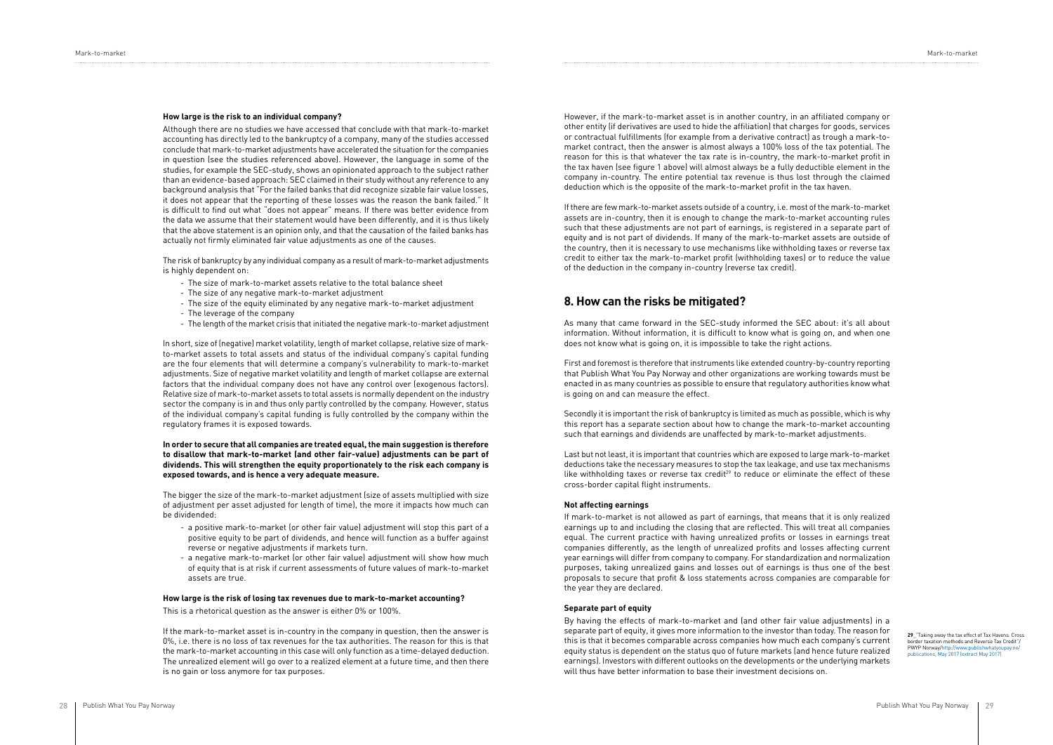**How large is the risk to an individual company?**

Although there are no studies we have accessed that conclude with that mark-to-market accounting has directly led to the bankruptcy of a company, many of the studies accessed conclude that mark-to-market adjustments have accelerated the situation for the companies in question (see the studies referenced above). However, the language in some of the studies, for example the SEC-study, shows an opinionated approach to the subject rather than an evidence-based approach: SEC claimed in their study without any reference to any background analysis that "For the failed banks that did recognize sizable fair value losses, it does not appear that the reporting of these losses was the reason the bank failed." It is difficult to find out what "does not appear" means. If there was better evidence from the data we assume that their statement would have been differently, and it is thus likely that the above statement is an opinion only, and that the causation of the failed banks has actually not firmly eliminated fair value adjustments as one of the causes.

The risk of bankruptcy by any individual company as a result of mark-to-market adjustments is highly dependent on:

- The size of mark-to-market assets relative to the total balance sheet
- The size of any negative mark-to-market adjustment
- The size of the equity eliminated by any negative mark-to-market adjustment
- The leverage of the company
- The length of the market crisis that initiated the negative mark-to-market adjustment

In short, size of (negative) market volatility, length of market collapse, relative size of mark-to-market assets to total assets and status of the individual company's capital funding are the four elements that will determine a company's vulnerability to mark-to-market adjustments. Size of negative market volatility and length of market collapse are external factors that the individual company does not have any control over (exogenous factors). Relative size of mark-to-market assets to total assets is normally dependent on the industry sector the company is in and thus only partly controlled by the company. However, status of the individual company's capital funding is fully controlled by the company within the regulatory frames it is exposed towards.

**In order to secure that all companies are treated equal, the main suggestion is therefore to disallow that mark-to-market (and other fair-value) adjustments can be part of dividends. This will strengthen the equity proportionately to the risk each company is exposed towards, and is hence a very adequate measure.**

The bigger the size of the mark-to-market adjustment (size of assets multiplied with size of adjustment per asset adjusted for length of time), the more it impacts how much can be dividended:

- a positive mark-to-market (or other fair value) adjustment will stop this part of a positive equity to be part of dividends, and hence will function as a buffer against reverse or negative adjustments if markets turn.
- a negative mark-to-market (or other fair value) adjustment will show how much of equity that is at risk if current assessments of future values of mark-to-market assets are true.

**How large is the risk of losing tax revenues due to mark-to-market accounting?**

This is a rhetorical question as the answer is either 0% or 100%.

If the mark-to-market asset is in-country in the company in question, then the answer is 0%, i.e. there is no loss of tax revenues for the tax authorities. The reason for this is that the mark-to-market accounting in this case will only function as a time-delayed deduction. The unrealized element will go over to a realized element at a future time, and then there is no gain or loss anymore for tax purposes.

However, if the mark-to-market asset is in another country, in an affiliated company or other entity (if derivatives are used to hide the affiliation) that charges for goods, services or contractual fulfillments (for example from a derivative contract) as trough a mark-to-market contract, then the answer is almost always a 100% loss of the tax potential. The reason for this is that whatever the tax rate is in-country, the mark-to-market profit in the tax haven (see figure 1 above) will almost always be a fully deductible element in the company in-country. The entire potential tax revenue is thus lost through the claimed deduction which is the opposite of the mark-to-market profit in the tax haven.

If there are few mark-to-market assets outside of a country, i.e. most of the mark-to-market assets are in-country, then it is enough to change the mark-to-market accounting rules such that these adjustments are not part of earnings, is registered in a separate part of equity and is not part of dividends. If many of the mark-to-market assets are outside of the country, then it is necessary to use mechanisms like withholding taxes or reverse tax credit to either tax the mark-to-market profit (withholding taxes) or to reduce the value of the deduction in the company in-country (reverse tax credit).

## 8. How can the risks be mitigated?

As many that came forward in the SEC-study informed the SEC about: it's all about information. Without information, it is difficult to know what is going on, and when one does not know what is going on, it is impossible to take the right actions.

First and foremost is therefore that instruments like extended country-by-country reporting that Publish What You Pay Norway and other organizations are working towards must be enacted in as many countries as possible to ensure that regulatory authorities know what is going on and can measure the effect.

Secondly it is important the risk of bankruptcy is limited as much as possible, which is why this report has a separate section about how to change the mark-to-market accounting such that earnings and dividends are unaffected by mark-to-market adjustments.

Last but not least, it is important that countries which are exposed to large mark-to-market deductions take the necessary measures to stop the tax leakage, and use tax mechanisms like withholding taxes or reverse tax credit[29] to reduce or eliminate the effect of these cross-border capital flight instruments.

**Not affecting earnings**

If mark-to-market is not allowed as part of earnings, that means that it is only realized earnings up to and including the closing that are reflected. This will treat all companies equal. The current practice with having unrealized profits or losses in earnings treat companies differently, as the length of unrealized profits and losses affecting current year earnings will differ from company to company. For standardization and normalization purposes, taking unrealized gains and losses out of earnings is thus one of the best proposals to secure that profit & loss statements across companies are comparable for the year they are declared.

**Separate part of equity**

By having the effects of mark-to-market and (and other fair value adjustments) in a separate part of equity, it gives more information to the investor than today. The reason for this is that it becomes comparable across companies how much each company's current equity status is dependent on the status quo of future markets (and hence future realized earnings). Investors with different outlooks on the developments or the underlying markets will thus have better information to base their investment decisions on.

**29** "Taking away the tax effect of Tax Havens. Cross border taxation methods and Reverse Tax Credit"/ PWYP Norway/http://www.publishwhatyoupay.no/publications, May 2017 (extract May 2017)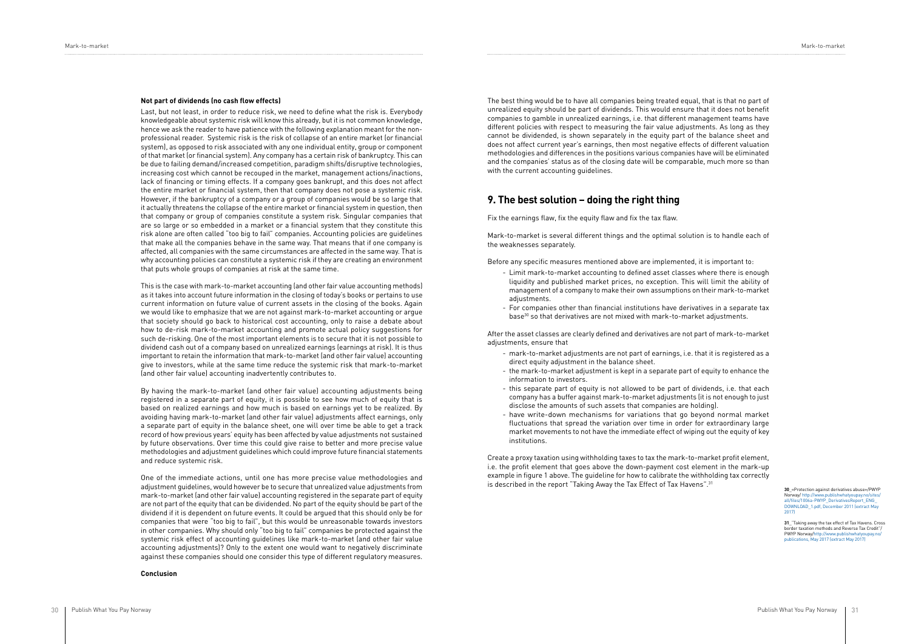**Not part of dividends (no cash flow effects)**

Last, but not least, in order to reduce risk, we need to define what the risk is. Everybody knowledgeable about systemic risk will know this already, but it is not common knowledge, hence we ask the reader to have patience with the following explanation meant for the non-professional reader. Systemic risk is the risk of collapse of an entire market (or financial system), as opposed to risk associated with any one individual entity, group or component of that market (or financial system). Any company has a certain risk of bankruptcy. This can be due to failing demand/increased competition, paradigm shifts/disruptive technologies, increasing cost which cannot be recouped in the market, management actions/inactions, lack of financing or timing effects. If a company goes bankrupt, and this does not affect the entire market or financial system, then that company does not pose a systemic risk. However, if the bankruptcy of a company or a group of companies would be so large that it actually threatens the collapse of the entire market or financial system in question, then that company or group of companies constitute a system risk. Singular companies that are so large or so embedded in a market or a financial system that they constitute this risk alone are often called "too big to fail" companies. Accounting policies are guidelines that make all the companies behave in the same way. That means that if one company is affected, all companies with the same circumstances are affected in the same way. That is why accounting policies can constitute a systemic risk if they are creating an environment that puts whole groups of companies at risk at the same time.

This is the case with mark-to-market accounting (and other fair value accounting methods) as it takes into account future information in the closing of today's books or pertains to use current information on future value of current assets in the closing of the books. Again we would like to emphasize that we are not against mark-to-market accounting or argue that society should go back to historical cost accounting, only to raise a debate about how to de-risk mark-to-market accounting and promote actual policy suggestions for such de-risking. One of the most important elements is to secure that it is not possible to dividend cash out of a company based on unrealized earnings (earnings at risk). It is thus important to retain the information that mark-to-market (and other fair value) accounting give to investors, while at the same time reduce the systemic risk that mark-to-market (and other fair value) accounting inadvertently contributes to.

By having the mark-to-market (and other fair value) accounting adjustments being registered in a separate part of equity, it is possible to see how much of equity that is based on realized earnings and how much is based on earnings yet to be realized. By avoiding having mark-to-market (and other fair value) adjustments affect earnings, only a separate part of equity in the balance sheet, one will over time be able to get a track record of how previous years' equity has been affected by value adjustments not sustained by future observations. Over time this could give raise to better and more precise value methodologies and adjustment guidelines which could improve future financial statements and reduce systemic risk.

One of the immediate actions, until one has more precise value methodologies and adjustment guidelines, would however be to secure that unrealized value adjustments from mark-to-market (and other fair value) accounting registered in the separate part of equity are not part of the equity that can be dividended. No part of the equity should be part of the dividend if it is dependent on future events. It could be argued that this should only be for companies that were "too big to fail", but this would be unreasonable towards investors in other companies. Why should only "too big to fail" companies be protected against the systemic risk effect of accounting guidelines like mark-to-market (and other fair value accounting adjustments)? Only to the extent one would want to negatively discriminate against these companies should one consider this type of different regulatory measures.

**Conclusion**

The best thing would be to have all companies being treated equal, that is that no part of unrealized equity should be part of dividends. This would ensure that it does not benefit companies to gamble in unrealized earnings, i.e. that different management teams have different policies with respect to measuring the fair value adjustments. As long as they cannot be dividended, is shown separately in the equity part of the balance sheet and does not affect current year's earnings, then most negative effects of different valuation methodologies and differences in the positions various companies have will be eliminated and the companies' status as of the closing date will be comparable, much more so than with the current accounting guidelines.

## 9. The best solution – doing the right thing

Fix the earnings flaw, fix the equity flaw and fix the tax flaw.

Mark-to-market is several different things and the optimal solution is to handle each of the weaknesses separately.

Before any specific measures mentioned above are implemented, it is important to:

- Limit mark-to-market accounting to defined asset classes where there is enough liquidity and published market prices, no exception. This will limit the ability of management of a company to make their own assumptions on their mark-to-market adjustments.
- For companies other than financial institutions have derivatives in a separate tax base[30] so that derivatives are not mixed with mark-to-market adjustments.

After the asset classes are clearly defined and derivatives are not part of mark-to-market adjustments, ensure that

- mark-to-market adjustments are not part of earnings, i.e. that it is registered as a direct equity adjustment in the balance sheet.
- the mark-to-market adjustment is kept in a separate part of equity to enhance the information to investors.
- this separate part of equity is not allowed to be part of dividends, i.e. that each company has a buffer against mark-to-market adjustments (it is not enough to just disclose the amounts of such assets that companies are holding).
- have write-down mechanisms for variations that go beyond normal market fluctuations that spread the variation over time in order for extraordinary large market movements to not have the immediate effect of wiping out the equity of key institutions.

Create a proxy taxation using withholding taxes to tax the mark-to-market profit element, i.e. the profit element that goes above the down-payment cost element in the mark-up example in figure 1 above. The guideline for how to calibrate the withholding tax correctly is described in the report "Taking Away the Tax Effect of Tax Havens".[31]

**30** «Protection against derivatives abuse»/PWYP Norway/ http://www.publishwhatyoupay.no/sites/all/files/1006a-PWYP_DerivativesReport_ENG_DOWNLOAD_1.pdf, December 2011 (extract May 2017)

**31** "Taking away the tax effect of Tax Havens. Cross border taxation methods and Reverse Tax Credit"/ PWYP Norway/http://www.publishwhatyoupay.no/publications, May 2017 (extract May 2017)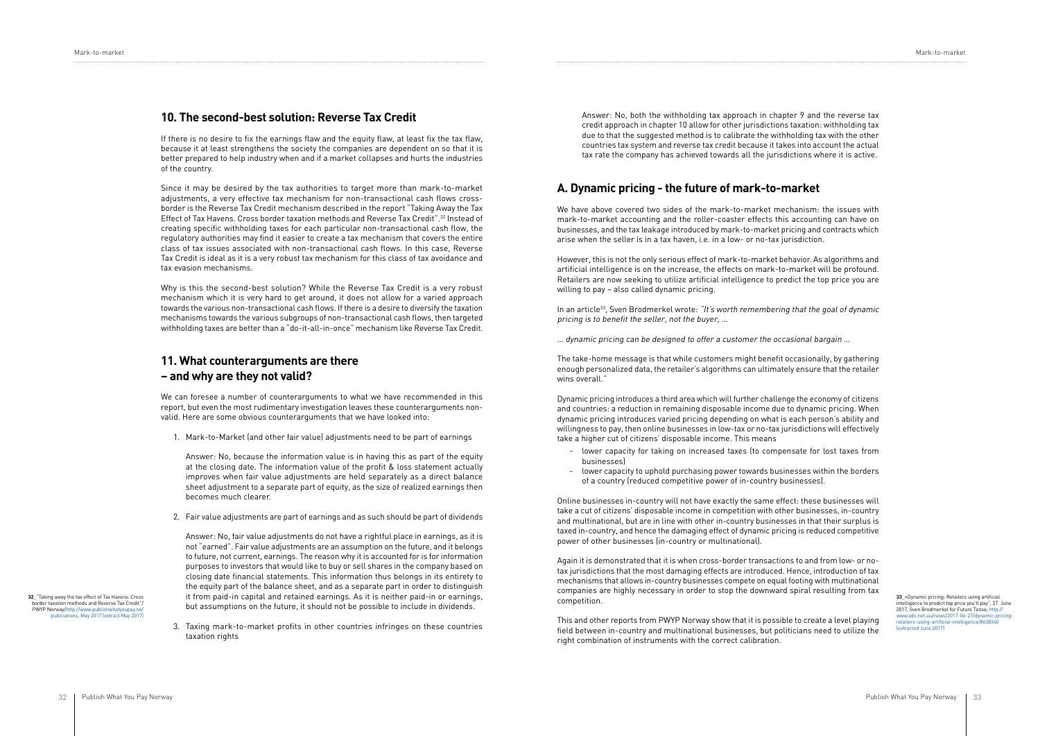## 10. The second-best solution: Reverse Tax Credit

If there is no desire to fix the earnings flaw and the equity flaw, at least fix the tax flaw, because it at least strengthens the society the companies are dependent on so that it is better prepared to help industry when and if a market collapses and hurts the industries of the country.

Since it may be desired by the tax authorities to target more than mark-to-market adjustments, a very effective tax mechanism for non-transactional cash flows cross-border is the Reverse Tax Credit mechanism described in the report "Taking Away the Tax Effect of Tax Havens. Cross border taxation methods and Reverse Tax Credit".[32] Instead of creating specific withholding taxes for each particular non-transactional cash flow, the regulatory authorities may find it easier to create a tax mechanism that covers the entire class of tax issues associated with non-transactional cash flows. In this case, Reverse Tax Credit is ideal as it is a very robust tax mechanism for this class of tax avoidance and tax evasion mechanisms.

Why is this the second-best solution? While the Reverse Tax Credit is a very robust mechanism which it is very hard to get around, it does not allow for a varied approach towards the various non-transactional cash flows. If there is a desire to diversify the taxation mechanisms towards the various subgroups of non-transactional cash flows, then targeted withholding taxes are better than a "do-it-all-in-once" mechanism like Reverse Tax Credit.

## 11. What counterarguments are there – and why are they not valid?

We can foresee a number of counterarguments to what we have recommended in this report, but even the most rudimentary investigation leaves these counterarguments non-valid. Here are some obvious counterarguments that we have looked into:

1. Mark-to-Market (and other fair value) adjustments need to be part of earnings

   Answer: No, because the information value is in having this as part of the equity at the closing date. The information value of the profit & loss statement actually improves when fair value adjustments are held separately as a direct balance sheet adjustment to a separate part of equity, as the size of realized earnings then becomes much clearer.

2. Fair value adjustments are part of earnings and as such should be part of dividends

   Answer: No, fair value adjustments do not have a rightful place in earnings, as it is not "earned". Fair value adjustments are an assumption on the future, and it belongs to future, not current, earnings. The reason why it is accounted for is for information purposes to investors that would like to buy or sell shares in the company based on closing date financial statements. This information thus belongs in its entirety to the equity part of the balance sheet, and as a separate part in order to distinguish it from paid-in capital and retained earnings. As it is neither paid-in or earnings, but assumptions on the future, it should not be possible to include in dividends.

3. Taxing mark-to-market profits in other countries infringes on these countries taxation rights

   Answer: No, both the withholding tax approach in chapter 9 and the reverse tax credit approach in chapter 10 allow for other jurisdictions taxation: withholding tax due to that the suggested method is to calibrate the withholding tax with the other countries tax system and reverse tax credit because it takes into account the actual tax rate the company has achieved towards all the jurisdictions where it is active.

[32] "Taking away the tax effect of Tax Havens. Cross border taxation methods and Reverse Tax Credit"/ PWYP Norway/http://www.publishwhatyoupay.no/publications, May 2017 (extract May 2017)

## A. Dynamic pricing - the future of mark-to-market

We have above covered two sides of the mark-to-market mechanism: the issues with mark-to-market accounting and the roller-coaster effects this accounting can have on businesses, and the tax leakage introduced by mark-to-market pricing and contracts which arise when the seller is in a tax haven, i.e. in a low- or no-tax jurisdiction.

However, this is not the only serious effect of mark-to-market behavior. As algorithms and artificial intelligence is on the increase, the effects on mark-to-market will be profound. Retailers are now seeking to utilize artificial intelligence to predict the top price you are willing to pay – also called dynamic pricing.

In an article[33], Sven Brodmerkel wrote: *"It's worth remembering that the goal of dynamic pricing is to benefit the seller, not the buyer, ...*

*... dynamic pricing can be designed to offer a customer the occasional bargain ...*

The take-home message is that while customers might benefit occasionally, by gathering enough personalized data, the retailer's algorithms can ultimately ensure that the retailer wins overall."

Dynamic pricing introduces a third area which will further challenge the economy of citizens and countries: a reduction in remaining disposable income due to dynamic pricing. When dynamic pricing introduces varied pricing depending on what is each person's ability and willingness to pay, then online businesses in low-tax or no-tax jurisdictions will effectively take a higher cut of citizens' disposable income. This means

- lower capacity for taking on increased taxes (to compensate for lost taxes from businesses)
- lower capacity to uphold purchasing power towards businesses within the borders of a country (reduced competitive power of in-country businesses).

Online businesses in-country will not have exactly the same effect: these businesses will take a cut of citizens' disposable income in competition with other businesses, in-country and multinational, but are in line with other in-country businesses in that their surplus is taxed in-country, and hence the damaging effect of dynamic pricing is reduced competitive power of other businesses (in-country or multinational).

Again it is demonstrated that it is when cross-border transactions to and from low- or no-tax jurisdictions that the most damaging effects are introduced. Hence, introduction of tax mechanisms that allows in-country businesses compete on equal footing with multinational companies are highly necessary in order to stop the downward spiral resulting from tax competition.

This and other reports from PWYP Norway show that it is possible to create a level playing field between in-country and multinational businesses, but politicians need to utilize the right combination of instruments with the correct calibration.

[33] «Dynamic pricing: Retailers using artificial intelligence to predict top price you'll pay", 27. June 2017, Sven Brodmerkel for Future Tense; http://www.abc.net.au/news/2017-06-27/dynamic-pricing-retailers-using-artificial-intelligence/8638340 (extracted June 2017)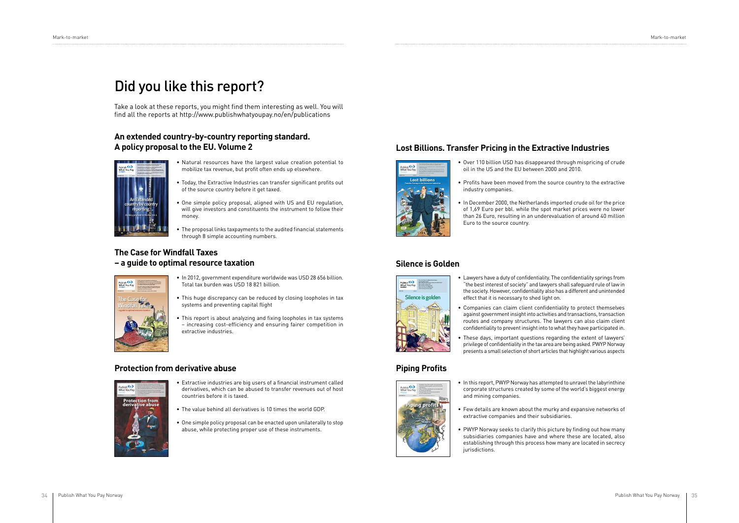# Did you like this report?

Take a look at these reports, you might find them interesting as well. You will find all the reports at http://www.publishwhatyoupay.no/en/publications

## An extended country-by-country reporting standard. A policy proposal to the EU. Volume 2

- Natural resources have the largest value creation potential to mobilize tax revenue, but profit often ends up elsewhere.
- Today, the Extractive Industries can transfer significant profits out of the source country before it get taxed.
- One simple policy proposal, aligned with US and EU regulation, will give investors and constituents the instrument to follow their money.
- The proposal links taxpayments to the audited financial statements through 8 simple accounting numbers.

## The Case for Windfall Taxes – a guide to optimal resource taxation

- In 2012, government expenditure worldwide was USD 28 656 billion. Total tax burden was USD 18 821 billion.
- This huge discrepancy can be reduced by closing loopholes in tax systems and preventing capital flight
- This report is about analyzing and fixing loopholes in tax systems – increasing cost-efficiency and ensuring fairer competition in extractive industries.

## Protection from derivative abuse

- Extractive industries are big users of a financial instrument called derivatives, which can be abused to transfer revenues out of host countries before it is taxed.
- The value behind all derivatives is 10 times the world GDP.
- One simple policy proposal can be enacted upon unilaterally to stop abuse, while protecting proper use of these instruments.

## Lost Billions. Transfer Pricing in the Extractive Industries

- Over 110 billion USD has disappeared through mispricing of crude oil in the US and the EU between 2000 and 2010.
- Profits have been moved from the source country to the extractive industry companies.
- In December 2000, the Netherlands imported crude oil for the price of 1,69 Euro per bbl. while the spot market prices were no lower than 26 Euro, resulting in an undervaluation of around 40 million Euro to the source country.

## Silence is Golden

- Lawyers have a duty of confidentiality. The confidentiality springs from "the best interest of society" and lawyers shall safeguard rule of law in the society. However, confidentiality also has a different and unintended effect that it is necessary to shed light on.
- Companies can claim client confidentiality to protect themselves against government insight into activities and transactions, transaction routes and company structures. The lawyers can also claim client confidentiality to prevent insight into to what they have participated in.
- These days, important questions regarding the extent of lawyers' privilege of confidentiality in the tax area are being asked. PWYP Norway presents a small selection of short articles that highlight various aspects

## Piping Profits

- In this report, PWYP Norway has attempted to unravel the labyrinthine corporate structures created by some of the world's biggest energy and mining companies.
- Few details are known about the murky and expansive networks of extractive companies and their subsidiaries.
- PWYP Norway seeks to clarify this picture by finding out how many subsidiaries companies have and where these are located, also establishing through this process how many are located in secrecy jurisdictions.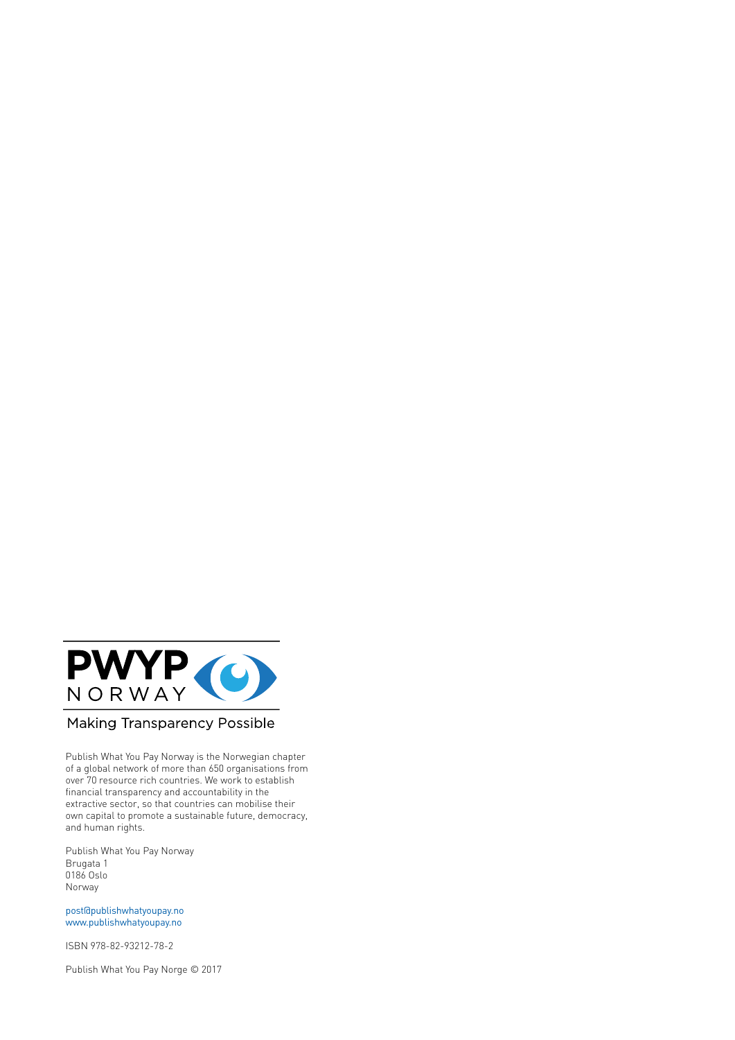PWYP NORWAY

Making Transparency Possible

Publish What You Pay Norway is the Norwegian chapter of a global network of more than 650 organisations from over 70 resource rich countries. We work to establish financial transparency and accountability in the extractive sector, so that countries can mobilise their own capital to promote a sustainable future, democracy, and human rights.

Publish What You Pay Norway
Brugata 1
0186 Oslo
Norway

post@publishwhatyoupay.no
www.publishwhatyoupay.no

ISBN 978-82-93212-78-2

Publish What You Pay Norge © 2017